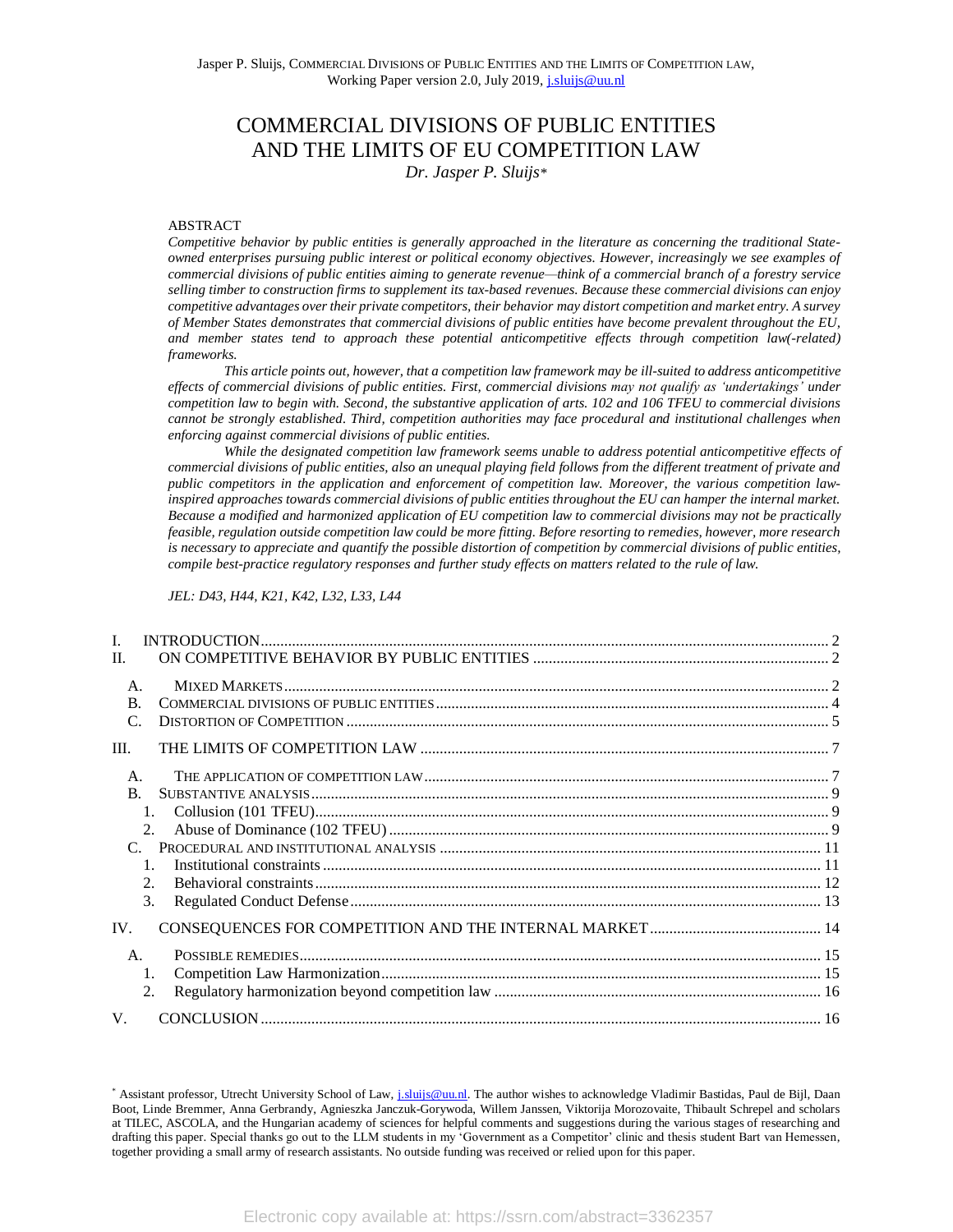# COMMERCIAL DIVISIONS OF PUBLIC ENTITIES AND THE LIMITS OF EU COMPETITION LAW

*Dr. Jasper P. Sluijs*\*

ABSTRACT

*Competitive behavior by public entities is generally approached in the literature as concerning the traditional State-owned enterprises pursuing public interest or political economy objectives. However, increasingly we see examples of commercial divisions of public entities aiming to generate revenue—think of a commercial branch of a forestry service selling timber to construction firms to supplement its tax-based revenues. Because these commercial divisions can enjoy competitive advantages over their private competitors, their behavior may distort competition and market entry. A survey of Member States demonstrates that commercial divisions of public entities have become prevalent throughout the EU, and member states tend to approach these potential anticompetitive effects through competition law(-related) frameworks.*

*This article points out, however, that a competition law framework may be ill-suited to address anticompetitive effects of commercial divisions of public entities. First, commercial divisions may not qualify as 'undertakings' under competition law to begin with. Second, the substantive application of arts. 102 and 106 TFEU to commercial divisions cannot be strongly established. Third, competition authorities may face procedural and institutional challenges when enforcing against commercial divisions of public entities.*

*While the designated competition law framework seems unable to address potential anticompetitive effects of commercial divisions of public entities, also an unequal playing field follows from the different treatment of private and public competitors in the application and enforcement of competition law. Moreover, the various competition law-inspired approaches towards commercial divisions of public entities throughout the EU can hamper the internal market. Because a modified and harmonized application of EU competition law to commercial divisions may not be practically feasible, regulation outside competition law could be more fitting. Before resorting to remedies, however, more research is necessary to appreciate and quantify the possible distortion of competition by commercial divisions of public entities, compile best-practice regulatory responses and further study effects on matters related to the rule of law.*

*JEL: D43, H44, K21, K42, L32, L33, L44*

- I. INTRODUCTION ..... 2
- II. ON COMPETITIVE BEHAVIOR BY PUBLIC ENTITIES ..... 2
  - A. MIXED MARKETS ..... 2
  - B. COMMERCIAL DIVISIONS OF PUBLIC ENTITIES ..... 4
  - C. DISTORTION OF COMPETITION ..... 5
- III. THE LIMITS OF COMPETITION LAW ..... 7
  - A. THE APPLICATION OF COMPETITION LAW ..... 7
  - B. SUBSTANTIVE ANALYSIS ..... 9
    1. Collusion (101 TFEU) ..... 9
    2. Abuse of Dominance (102 TFEU) ..... 9
  - C. PROCEDURAL AND INSTITUTIONAL ANALYSIS ..... 11
    1. Institutional constraints ..... 11
    2. Behavioral constraints ..... 12
    3. Regulated Conduct Defense ..... 13
- IV. CONSEQUENCES FOR COMPETITION AND THE INTERNAL MARKET ..... 14
  - A. POSSIBLE REMEDIES ..... 15
    1. Competition Law Harmonization ..... 15
    2. Regulatory harmonization beyond competition law ..... 16
- V. CONCLUSION ..... 16

\* Assistant professor, Utrecht University School of Law, j.sluijs@uu.nl. The author wishes to acknowledge Vladimir Bastidas, Paul de Bijl, Daan Boot, Linde Bremmer, Anna Gerbrandy, Agnieszka Janczuk-Gorywoda, Willem Janssen, Viktorija Morozovaite, Thibault Schrepel and scholars at TILEC, ASCOLA, and the Hungarian academy of sciences for helpful comments and suggestions during the various stages of researching and drafting this paper. Special thanks go out to the LLM students in my 'Government as a Competitor' clinic and thesis student Bart van Hemessen, together providing a small army of research assistants. No outside funding was received or relied upon for this paper.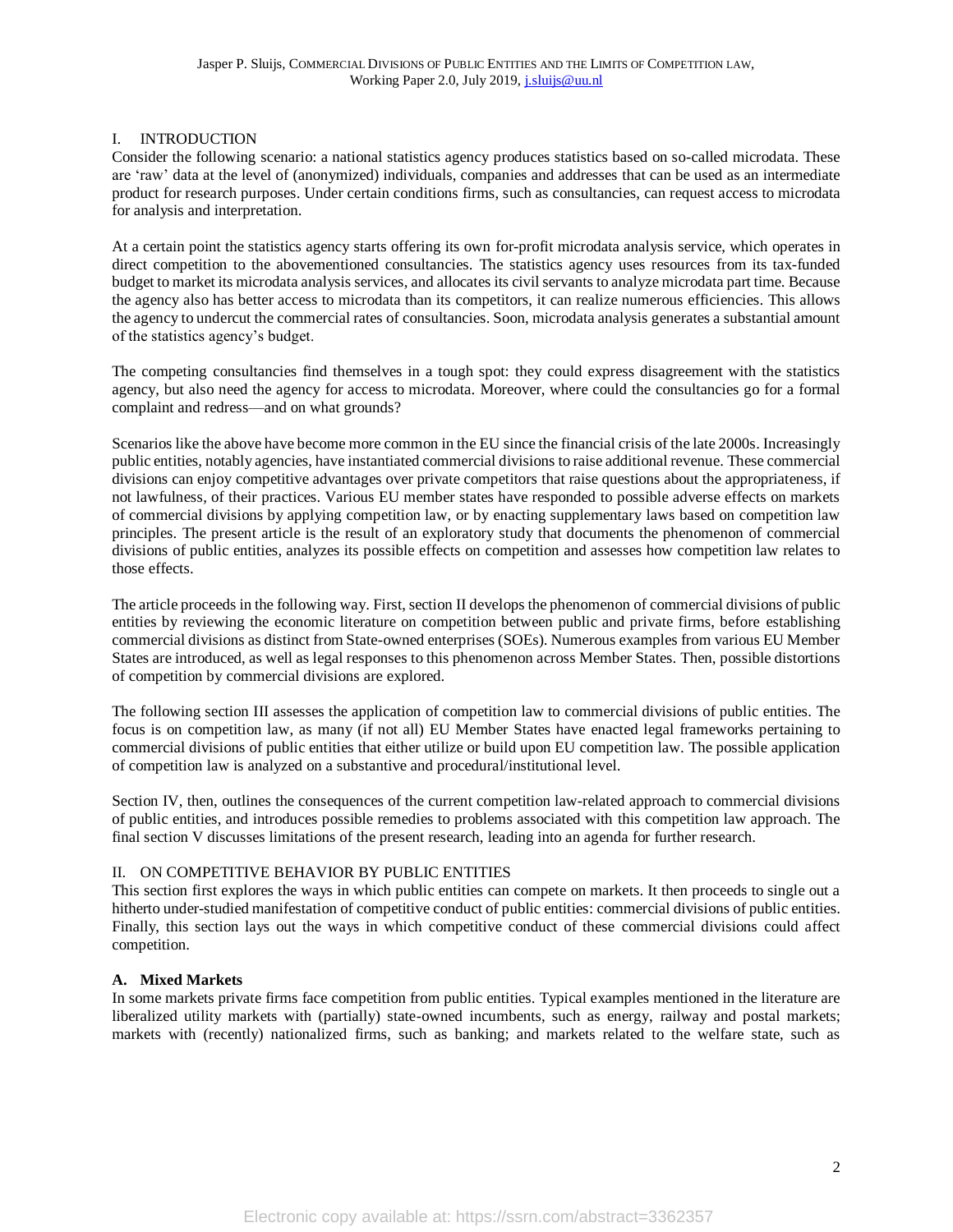## I. INTRODUCTION

Consider the following scenario: a national statistics agency produces statistics based on so-called microdata. These are 'raw' data at the level of (anonymized) individuals, companies and addresses that can be used as an intermediate product for research purposes. Under certain conditions firms, such as consultancies, can request access to microdata for analysis and interpretation.

At a certain point the statistics agency starts offering its own for-profit microdata analysis service, which operates in direct competition to the abovementioned consultancies. The statistics agency uses resources from its tax-funded budget to market its microdata analysis services, and allocates its civil servants to analyze microdata part time. Because the agency also has better access to microdata than its competitors, it can realize numerous efficiencies. This allows the agency to undercut the commercial rates of consultancies. Soon, microdata analysis generates a substantial amount of the statistics agency's budget.

The competing consultancies find themselves in a tough spot: they could express disagreement with the statistics agency, but also need the agency for access to microdata. Moreover, where could the consultancies go for a formal complaint and redress—and on what grounds?

Scenarios like the above have become more common in the EU since the financial crisis of the late 2000s. Increasingly public entities, notably agencies, have instantiated commercial divisions to raise additional revenue. These commercial divisions can enjoy competitive advantages over private competitors that raise questions about the appropriateness, if not lawfulness, of their practices. Various EU member states have responded to possible adverse effects on markets of commercial divisions by applying competition law, or by enacting supplementary laws based on competition law principles. The present article is the result of an exploratory study that documents the phenomenon of commercial divisions of public entities, analyzes its possible effects on competition and assesses how competition law relates to those effects.

The article proceeds in the following way. First, section II develops the phenomenon of commercial divisions of public entities by reviewing the economic literature on competition between public and private firms, before establishing commercial divisions as distinct from State-owned enterprises (SOEs). Numerous examples from various EU Member States are introduced, as well as legal responses to this phenomenon across Member States. Then, possible distortions of competition by commercial divisions are explored.

The following section III assesses the application of competition law to commercial divisions of public entities. The focus is on competition law, as many (if not all) EU Member States have enacted legal frameworks pertaining to commercial divisions of public entities that either utilize or build upon EU competition law. The possible application of competition law is analyzed on a substantive and procedural/institutional level.

Section IV, then, outlines the consequences of the current competition law-related approach to commercial divisions of public entities, and introduces possible remedies to problems associated with this competition law approach. The final section V discusses limitations of the present research, leading into an agenda for further research.

## II. ON COMPETITIVE BEHAVIOR BY PUBLIC ENTITIES

This section first explores the ways in which public entities can compete on markets. It then proceeds to single out a hitherto under-studied manifestation of competitive conduct of public entities: commercial divisions of public entities. Finally, this section lays out the ways in which competitive conduct of these commercial divisions could affect competition.

### A. Mixed Markets

In some markets private firms face competition from public entities. Typical examples mentioned in the literature are liberalized utility markets with (partially) state-owned incumbents, such as energy, railway and postal markets; markets with (recently) nationalized firms, such as banking; and markets related to the welfare state, such as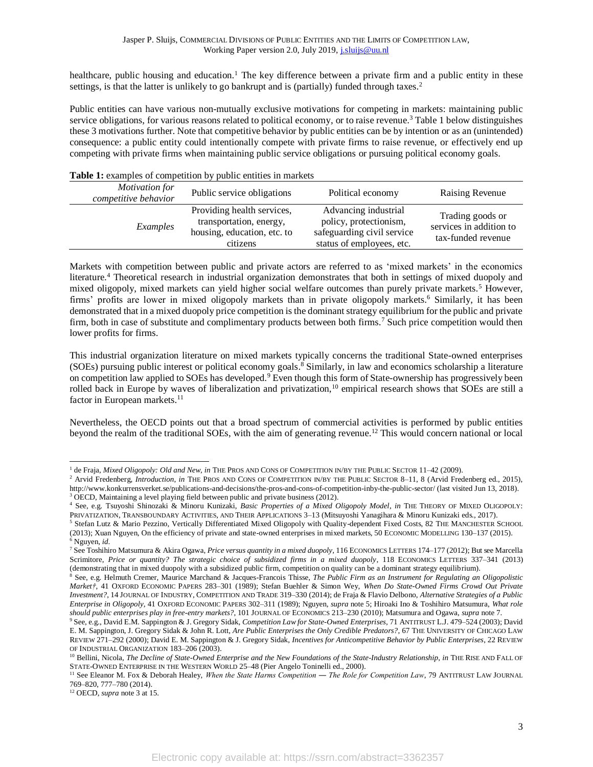healthcare, public housing and education.[1] The key difference between a private firm and a public entity in these settings, is that the latter is unlikely to go bankrupt and is (partially) funded through taxes.[2]

Public entities can have various non-mutually exclusive motivations for competing in markets: maintaining public service obligations, for various reasons related to political economy, or to raise revenue.[3] Table 1 below distinguishes these 3 motivations further. Note that competitive behavior by public entities can be by intention or as an (unintended) consequence: a public entity could intentionally compete with private firms to raise revenue, or effectively end up competing with private firms when maintaining public service obligations or pursuing political economy goals.

**Table 1:** examples of competition by public entities in markets

| *Motivation for competitive behavior* | Public service obligations | Political economy | Raising Revenue |
|---|---|---|---|
| *Examples* | Providing health services, transportation, energy, housing, education, etc. to citizens | Advancing industrial policy, protectionism, safeguarding civil service status of employees, etc. | Trading goods or services in addition to tax-funded revenue |

Markets with competition between public and private actors are referred to as 'mixed markets' in the economics literature.[4] Theoretical research in industrial organization demonstrates that both in settings of mixed duopoly and mixed oligopoly, mixed markets can yield higher social welfare outcomes than purely private markets.[5] However, firms' profits are lower in mixed oligopoly markets than in private oligopoly markets.[6] Similarly, it has been demonstrated that in a mixed duopoly price competition is the dominant strategy equilibrium for the public and private firm, both in case of substitute and complimentary products between both firms.[7] Such price competition would then lower profits for firms.

This industrial organization literature on mixed markets typically concerns the traditional State-owned enterprises (SOEs) pursuing public interest or political economy goals.[8] Similarly, in law and economics scholarship a literature on competition law applied to SOEs has developed.[9] Even though this form of State-ownership has progressively been rolled back in Europe by waves of liberalization and privatization,[10] empirical research shows that SOEs are still a factor in European markets.[11]

Nevertheless, the OECD points out that a broad spectrum of commercial activities is performed by public entities beyond the realm of the traditional SOEs, with the aim of generating revenue.[12] This would concern national or local

---

[1] de Fraja, *Mixed Oligopoly: Old and New*, *in* THE PROS AND CONS OF COMPETITION IN/BY THE PUBLIC SECTOR 11–42 (2009).

[2] Arvid Fredenberg, *Introduction*, *in* THE PROS AND CONS OF COMPETITION IN/BY THE PUBLIC SECTOR 8–11, 8 (Arvid Fredenberg ed., 2015), http://www.konkurrensverket.se/publications-and-decisions/the-pros-and-cons-of-competition-inby-the-public-sector/ (last visited Jun 13, 2018).

[3] OECD, Maintaining a level playing field between public and private business (2012).

[4] See, e.g. Tsuyoshi Shinozaki & Minoru Kunizaki, *Basic Properties of a Mixed Oligopoly Model*, *in* THE THEORY OF MIXED OLIGOPOLY: PRIVATIZATION, TRANSBOUNDARY ACTIVITIES, AND THEIR APPLICATIONS 3–13 (Mitsuyoshi Yanagihara & Minoru Kunizaki eds., 2017).

[5] Stefan Lutz & Mario Pezzino, Vertically Differentiated Mixed Oligopoly with Quality-dependent Fixed Costs, 82 THE MANCHESTER SCHOOL (2013); Xuan Nguyen, On the efficiency of private and state-owned enterprises in mixed markets, 50 ECONOMIC MODELLING 130–137 (2015).

[6] Nguyen, *id.*

[7] See Toshihiro Matsumura & Akira Ogawa, *Price versus quantity in a mixed duopoly*, 116 ECONOMICS LETTERS 174–177 (2012); But see Marcella Scrimitore, *Price or quantity? The strategic choice of subsidized firms in a mixed duopoly*, 118 ECONOMICS LETTERS 337–341 (2013) (demonstrating that in mixed duopoly with a subsidized public firm, competition on quality can be a dominant strategy equilibrium).

[8] See, e.g. Helmuth Cremer, Maurice Marchand & Jacques-Francois Thisse, *The Public Firm as an Instrument for Regulating an Oligopolistic Market†*, 41 OXFORD ECONOMIC PAPERS 283–301 (1989); Stefan Buehler & Simon Wey, *When Do State-Owned Firms Crowd Out Private Investment?*, 14 JOURNAL OF INDUSTRY, COMPETITION AND TRADE 319–330 (2014); de Fraja & Flavio Delbono, *Alternative Strategies of a Public Enterprise in Oligopoly*, 41 OXFORD ECONOMIC PAPERS 302–311 (1989); Nguyen, *supra* note 5; Hiroaki Ino & Toshihiro Matsumura, *What role should public enterprises play in free-entry markets?*, 101 JOURNAL OF ECONOMICS 213–230 (2010); Matsumura and Ogawa, *supra* note 7.

[9] See, e.g., David E.M. Sappington & J. Gregory Sidak, *Competition Law for State-Owned Enterprises*, 71 ANTITRUST L.J. 479–524 (2003); David E. M. Sappington, J. Gregory Sidak & John R. Lott, *Are Public Enterprises the Only Credible Predators?*, 67 THE UNIVERSITY OF CHICAGO LAW REVIEW 271–292 (2000); David E. M. Sappington & J. Gregory Sidak, *Incentives for Anticompetitive Behavior by Public Enterprises*, 22 REVIEW OF INDUSTRIAL ORGANIZATION 183–206 (2003).

[10] Bellini, Nicola, *The Decline of State-Owned Enterprise and the New Foundations of the State-Industry Relationship*, *in* THE RISE AND FALL OF STATE-OWNED ENTERPRISE IN THE WESTERN WORLD 25–48 (Pier Angelo Toninelli ed., 2000).

[11] See Eleanor M. Fox & Deborah Healey, *When the State Harms Competition — The Role for Competition Law*, 79 ANTITRUST LAW JOURNAL 769–820, 777–780 (2014).

[12] OECD, *supra* note 3 at 15.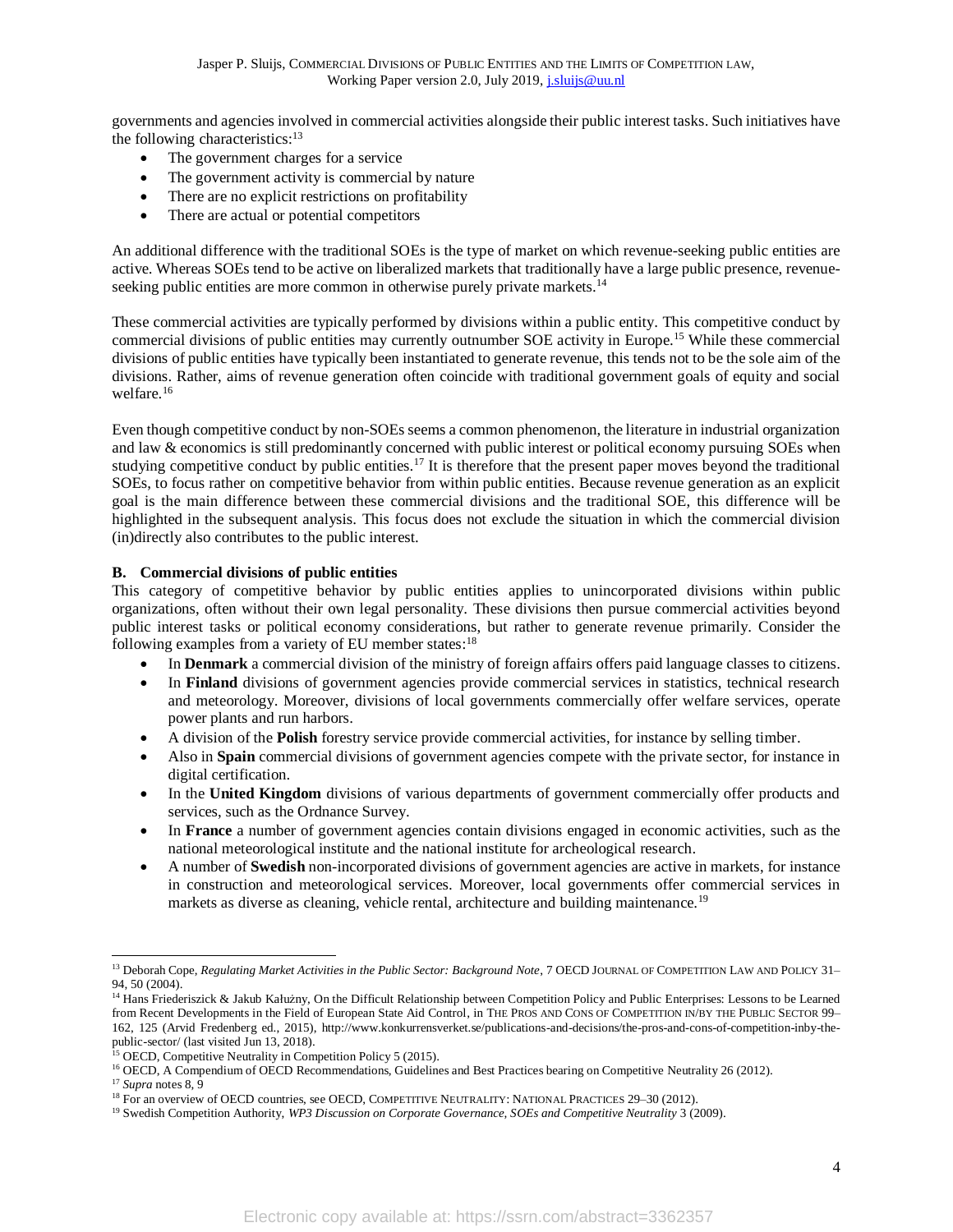governments and agencies involved in commercial activities alongside their public interest tasks. Such initiatives have the following characteristics:[13]

- The government charges for a service
- The government activity is commercial by nature
- There are no explicit restrictions on profitability
- There are actual or potential competitors

An additional difference with the traditional SOEs is the type of market on which revenue-seeking public entities are active. Whereas SOEs tend to be active on liberalized markets that traditionally have a large public presence, revenue-seeking public entities are more common in otherwise purely private markets.[14]

These commercial activities are typically performed by divisions within a public entity. This competitive conduct by commercial divisions of public entities may currently outnumber SOE activity in Europe.[15] While these commercial divisions of public entities have typically been instantiated to generate revenue, this tends not to be the sole aim of the divisions. Rather, aims of revenue generation often coincide with traditional government goals of equity and social welfare.[16]

Even though competitive conduct by non-SOEs seems a common phenomenon, the literature in industrial organization and law & economics is still predominantly concerned with public interest or political economy pursuing SOEs when studying competitive conduct by public entities.[17] It is therefore that the present paper moves beyond the traditional SOEs, to focus rather on competitive behavior from within public entities. Because revenue generation as an explicit goal is the main difference between these commercial divisions and the traditional SOE, this difference will be highlighted in the subsequent analysis. This focus does not exclude the situation in which the commercial division (in)directly also contributes to the public interest.

### B. Commercial divisions of public entities

This category of competitive behavior by public entities applies to unincorporated divisions within public organizations, often without their own legal personality. These divisions then pursue commercial activities beyond public interest tasks or political economy considerations, but rather to generate revenue primarily. Consider the following examples from a variety of EU member states:[18]

- In **Denmark** a commercial division of the ministry of foreign affairs offers paid language classes to citizens.
- In **Finland** divisions of government agencies provide commercial services in statistics, technical research and meteorology. Moreover, divisions of local governments commercially offer welfare services, operate power plants and run harbors.
- A division of the **Polish** forestry service provide commercial activities, for instance by selling timber.
- Also in **Spain** commercial divisions of government agencies compete with the private sector, for instance in digital certification.
- In the **United Kingdom** divisions of various departments of government commercially offer products and services, such as the Ordnance Survey.
- In **France** a number of government agencies contain divisions engaged in economic activities, such as the national meteorological institute and the national institute for archeological research.
- A number of **Swedish** non-incorporated divisions of government agencies are active in markets, for instance in construction and meteorological services. Moreover, local governments offer commercial services in markets as diverse as cleaning, vehicle rental, architecture and building maintenance.[19]

---

[13] Deborah Cope, *Regulating Market Activities in the Public Sector: Background Note*, 7 OECD JOURNAL OF COMPETITION LAW AND POLICY 31–94, 50 (2004).

[14] Hans Friederiszick & Jakub Kałużny, On the Difficult Relationship between Competition Policy and Public Enterprises: Lessons to be Learned from Recent Developments in the Field of European State Aid Control, in THE PROS AND CONS OF COMPETITION IN/BY THE PUBLIC SECTOR 99–162, 125 (Arvid Fredenberg ed., 2015), http://www.konkurrensverket.se/publications-and-decisions/the-pros-and-cons-of-competition-inby-the-public-sector/ (last visited Jun 13, 2018).

[15] OECD, Competitive Neutrality in Competition Policy 5 (2015).

[16] OECD, A Compendium of OECD Recommendations, Guidelines and Best Practices bearing on Competitive Neutrality 26 (2012).

[17] *Supra* notes 8, 9

[18] For an overview of OECD countries, see OECD, COMPETITIVE NEUTRALITY: NATIONAL PRACTICES 29–30 (2012).

[19] Swedish Competition Authority, *WP3 Discussion on Corporate Governance, SOEs and Competitive Neutrality* 3 (2009).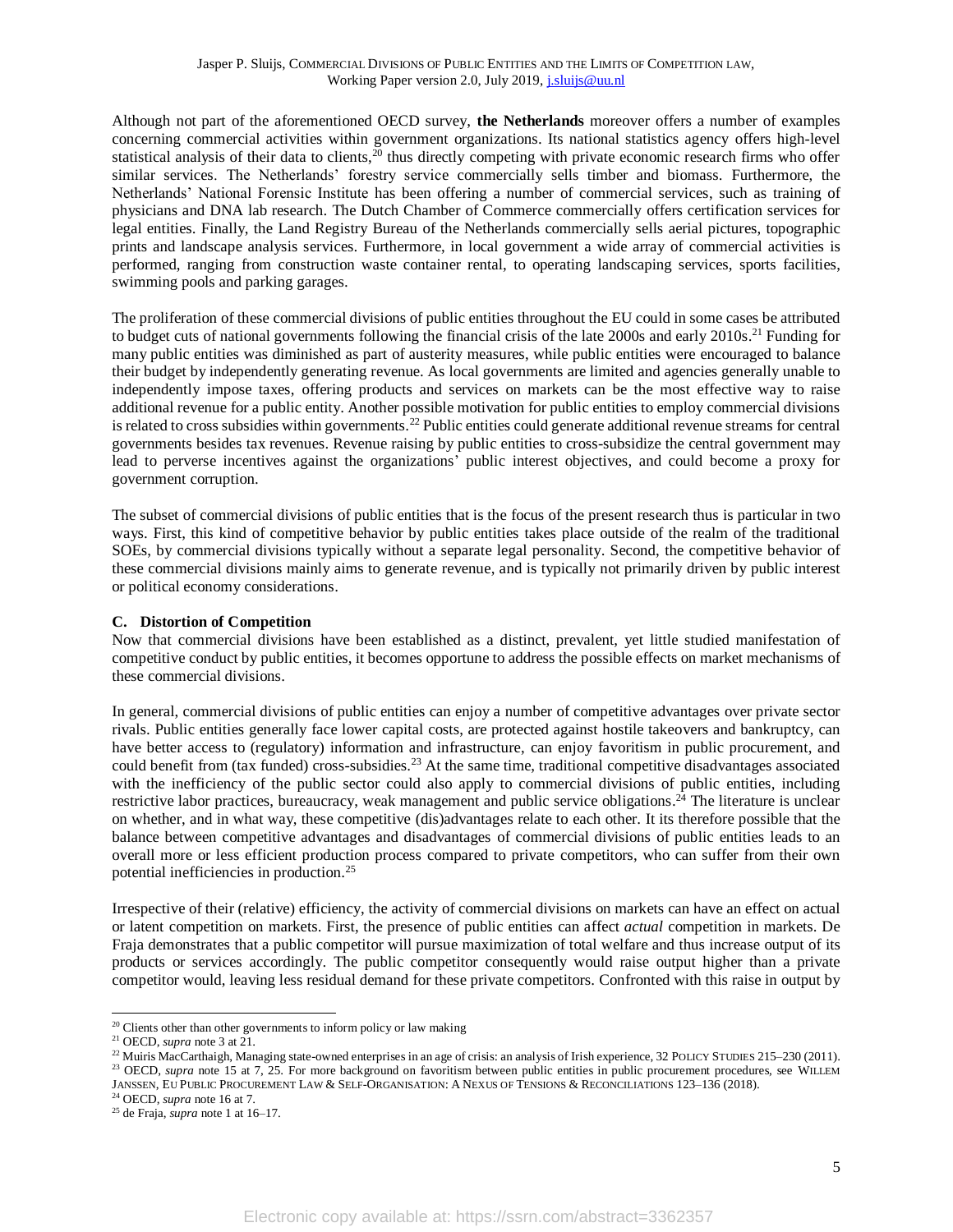Although not part of the aforementioned OECD survey, **the Netherlands** moreover offers a number of examples concerning commercial activities within government organizations. Its national statistics agency offers high-level statistical analysis of their data to clients,[20] thus directly competing with private economic research firms who offer similar services. The Netherlands' forestry service commercially sells timber and biomass. Furthermore, the Netherlands' National Forensic Institute has been offering a number of commercial services, such as training of physicians and DNA lab research. The Dutch Chamber of Commerce commercially offers certification services for legal entities. Finally, the Land Registry Bureau of the Netherlands commercially sells aerial pictures, topographic prints and landscape analysis services. Furthermore, in local government a wide array of commercial activities is performed, ranging from construction waste container rental, to operating landscaping services, sports facilities, swimming pools and parking garages.

The proliferation of these commercial divisions of public entities throughout the EU could in some cases be attributed to budget cuts of national governments following the financial crisis of the late 2000s and early 2010s.[21] Funding for many public entities was diminished as part of austerity measures, while public entities were encouraged to balance their budget by independently generating revenue. As local governments are limited and agencies generally unable to independently impose taxes, offering products and services on markets can be the most effective way to raise additional revenue for a public entity. Another possible motivation for public entities to employ commercial divisions is related to cross subsidies within governments.[22] Public entities could generate additional revenue streams for central governments besides tax revenues. Revenue raising by public entities to cross-subsidize the central government may lead to perverse incentives against the organizations' public interest objectives, and could become a proxy for government corruption.

The subset of commercial divisions of public entities that is the focus of the present research thus is particular in two ways. First, this kind of competitive behavior by public entities takes place outside of the realm of the traditional SOEs, by commercial divisions typically without a separate legal personality. Second, the competitive behavior of these commercial divisions mainly aims to generate revenue, and is typically not primarily driven by public interest or political economy considerations.

### C. Distortion of Competition

Now that commercial divisions have been established as a distinct, prevalent, yet little studied manifestation of competitive conduct by public entities, it becomes opportune to address the possible effects on market mechanisms of these commercial divisions.

In general, commercial divisions of public entities can enjoy a number of competitive advantages over private sector rivals. Public entities generally face lower capital costs, are protected against hostile takeovers and bankruptcy, can have better access to (regulatory) information and infrastructure, can enjoy favoritism in public procurement, and could benefit from (tax funded) cross-subsidies.[23] At the same time, traditional competitive disadvantages associated with the inefficiency of the public sector could also apply to commercial divisions of public entities, including restrictive labor practices, bureaucracy, weak management and public service obligations.[24] The literature is unclear on whether, and in what way, these competitive (dis)advantages relate to each other. It its therefore possible that the balance between competitive advantages and disadvantages of commercial divisions of public entities leads to an overall more or less efficient production process compared to private competitors, who can suffer from their own potential inefficiencies in production.[25]

Irrespective of their (relative) efficiency, the activity of commercial divisions on markets can have an effect on actual or latent competition on markets. First, the presence of public entities can affect *actual* competition in markets. De Fraja demonstrates that a public competitor will pursue maximization of total welfare and thus increase output of its products or services accordingly. The public competitor consequently would raise output higher than a private competitor would, leaving less residual demand for these private competitors. Confronted with this raise in output by

---

[20] Clients other than other governments to inform policy or law making

[21] OECD, *supra* note 3 at 21.

[22] Muiris MacCarthaigh, Managing state-owned enterprises in an age of crisis: an analysis of Irish experience, 32 POLICY STUDIES 215–230 (2011).

[23] OECD, *supra* note 15 at 7, 25. For more background on favoritism between public entities in public procurement procedures, see WILLEM JANSSEN, EU PUBLIC PROCUREMENT LAW & SELF-ORGANISATION: A NEXUS OF TENSIONS & RECONCILIATIONS 123–136 (2018).

[24] OECD, *supra* note 16 at 7.

[25] de Fraja, *supra* note 1 at 16–17.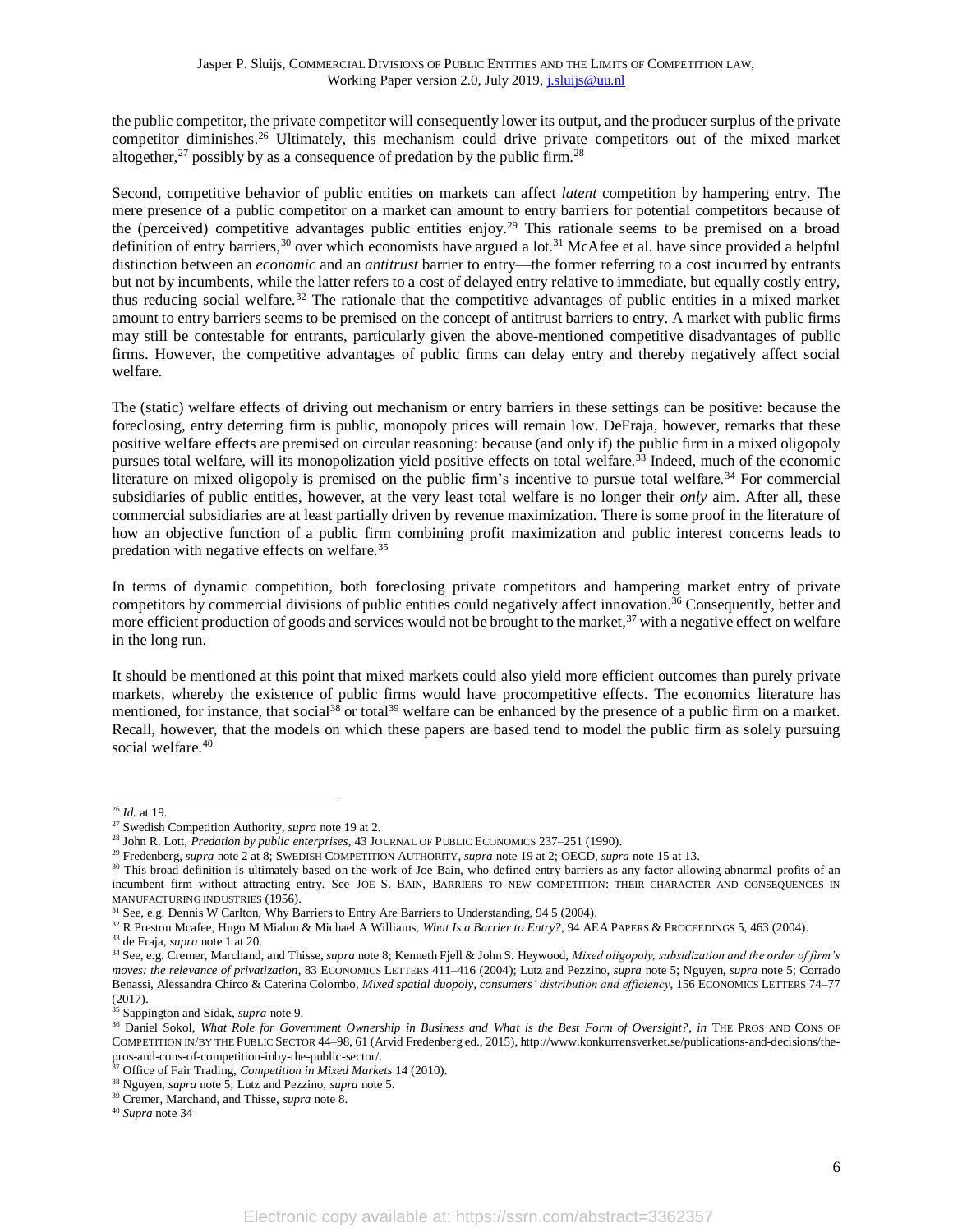the public competitor, the private competitor will consequently lower its output, and the producer surplus of the private competitor diminishes.[26] Ultimately, this mechanism could drive private competitors out of the mixed market altogether,[27] possibly by as a consequence of predation by the public firm.[28]

Second, competitive behavior of public entities on markets can affect *latent* competition by hampering entry. The mere presence of a public competitor on a market can amount to entry barriers for potential competitors because of the (perceived) competitive advantages public entities enjoy.[29] This rationale seems to be premised on a broad definition of entry barriers,[30] over which economists have argued a lot.[31] McAfee et al. have since provided a helpful distinction between an *economic* and an *antitrust* barrier to entry—the former referring to a cost incurred by entrants but not by incumbents, while the latter refers to a cost of delayed entry relative to immediate, but equally costly entry, thus reducing social welfare.[32] The rationale that the competitive advantages of public entities in a mixed market amount to entry barriers seems to be premised on the concept of antitrust barriers to entry. A market with public firms may still be contestable for entrants, particularly given the above-mentioned competitive disadvantages of public firms. However, the competitive advantages of public firms can delay entry and thereby negatively affect social welfare.

The (static) welfare effects of driving out mechanism or entry barriers in these settings can be positive: because the foreclosing, entry deterring firm is public, monopoly prices will remain low. DeFraja, however, remarks that these positive welfare effects are premised on circular reasoning: because (and only if) the public firm in a mixed oligopoly pursues total welfare, will its monopolization yield positive effects on total welfare.[33] Indeed, much of the economic literature on mixed oligopoly is premised on the public firm's incentive to pursue total welfare.[34] For commercial subsidiaries of public entities, however, at the very least total welfare is no longer their *only* aim. After all, these commercial subsidiaries are at least partially driven by revenue maximization. There is some proof in the literature of how an objective function of a public firm combining profit maximization and public interest concerns leads to predation with negative effects on welfare.[35]

In terms of dynamic competition, both foreclosing private competitors and hampering market entry of private competitors by commercial divisions of public entities could negatively affect innovation.[36] Consequently, better and more efficient production of goods and services would not be brought to the market,[37] with a negative effect on welfare in the long run.

It should be mentioned at this point that mixed markets could also yield more efficient outcomes than purely private markets, whereby the existence of public firms would have procompetitive effects. The economics literature has mentioned, for instance, that social[38] or total[39] welfare can be enhanced by the presence of a public firm on a market. Recall, however, that the models on which these papers are based tend to model the public firm as solely pursuing social welfare.[40]

---

[26] *Id.* at 19.

[27] Swedish Competition Authority, *supra* note 19 at 2.

[28] John R. Lott, *Predation by public enterprises*, 43 JOURNAL OF PUBLIC ECONOMICS 237–251 (1990).

[29] Fredenberg, *supra* note 2 at 8; SWEDISH COMPETITION AUTHORITY, *supra* note 19 at 2; OECD, *supra* note 15 at 13.

[30] This broad definition is ultimately based on the work of Joe Bain, who defined entry barriers as any factor allowing abnormal profits of an incumbent firm without attracting entry. See JOE S. BAIN, BARRIERS TO NEW COMPETITION: THEIR CHARACTER AND CONSEQUENCES IN MANUFACTURING INDUSTRIES (1956).

[31] See, e.g. Dennis W Carlton, Why Barriers to Entry Are Barriers to Understanding, 94 5 (2004).

[32] R Preston Mcafee, Hugo M Mialon & Michael A Williams, *What Is a Barrier to Entry?*, 94 AEA PAPERS & PROCEEDINGS 5, 463 (2004).

[33] de Fraja, *supra* note 1 at 20.

[34] See, e.g. Cremer, Marchand, and Thisse, *supra* note 8; Kenneth Fjell & John S. Heywood, *Mixed oligopoly, subsidization and the order of firm's moves: the relevance of privatization*, 83 ECONOMICS LETTERS 411–416 (2004); Lutz and Pezzino, *supra* note 5; Nguyen, *supra* note 5; Corrado Benassi, Alessandra Chirco & Caterina Colombo, *Mixed spatial duopoly, consumers' distribution and efficiency*, 156 ECONOMICS LETTERS 74–77 (2017).

[35] Sappington and Sidak, *supra* note 9.

[36] Daniel Sokol, *What Role for Government Ownership in Business and What is the Best Form of Oversight?*, *in* THE PROS AND CONS OF COMPETITION IN/BY THE PUBLIC SECTOR 44–98, 61 (Arvid Fredenberg ed., 2015), http://www.konkurrensverket.se/publications-and-decisions/the-pros-and-cons-of-competition-inby-the-public-sector/.

[37] Office of Fair Trading, *Competition in Mixed Markets* 14 (2010).

[38] Nguyen, *supra* note 5; Lutz and Pezzino, *supra* note 5.

[39] Cremer, Marchand, and Thisse, *supra* note 8.

[40] *Supra* note 34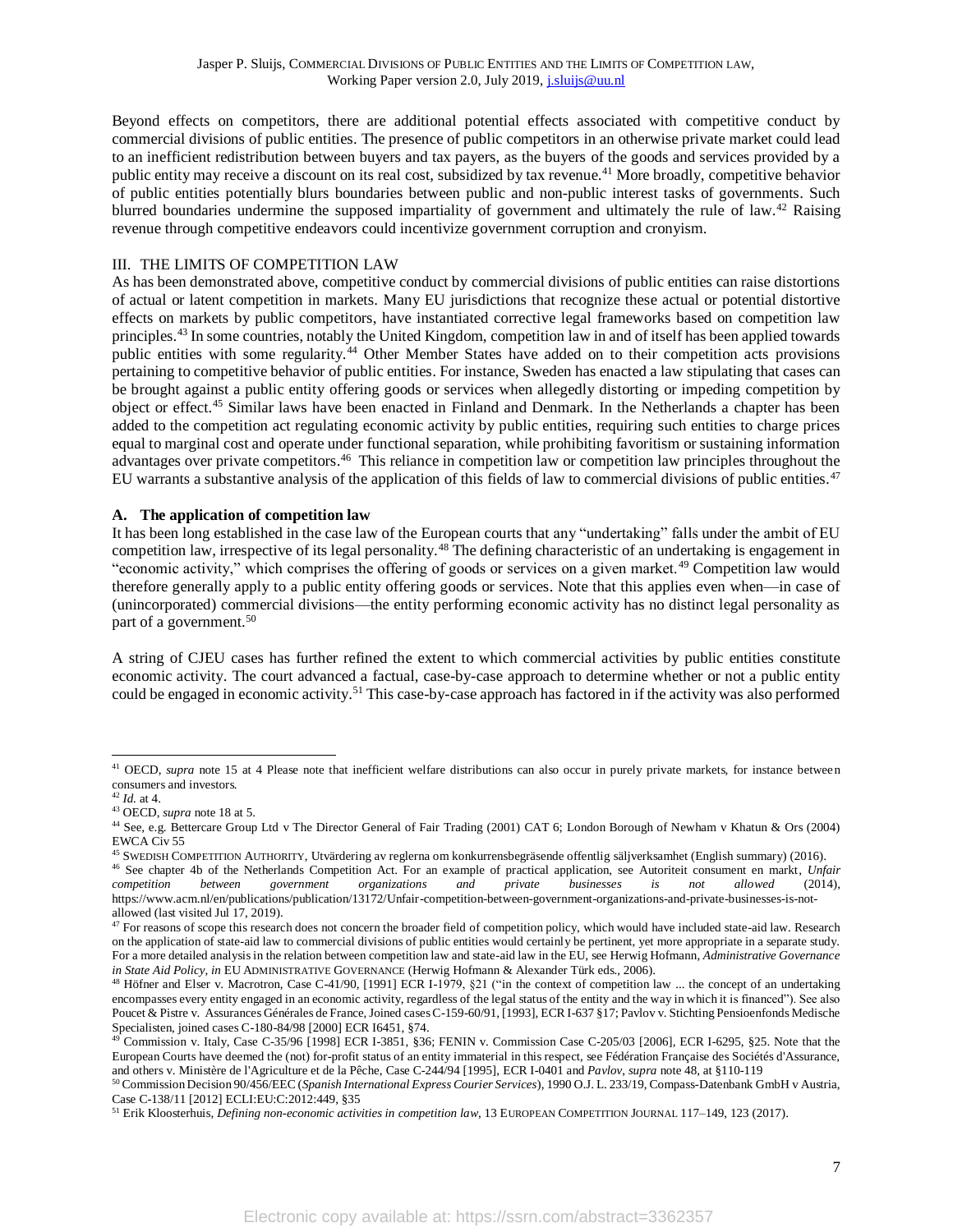Beyond effects on competitors, there are additional potential effects associated with competitive conduct by commercial divisions of public entities. The presence of public competitors in an otherwise private market could lead to an inefficient redistribution between buyers and tax payers, as the buyers of the goods and services provided by a public entity may receive a discount on its real cost, subsidized by tax revenue.[41] More broadly, competitive behavior of public entities potentially blurs boundaries between public and non-public interest tasks of governments. Such blurred boundaries undermine the supposed impartiality of government and ultimately the rule of law.[42] Raising revenue through competitive endeavors could incentivize government corruption and cronyism.

## III. THE LIMITS OF COMPETITION LAW

As has been demonstrated above, competitive conduct by commercial divisions of public entities can raise distortions of actual or latent competition in markets. Many EU jurisdictions that recognize these actual or potential distortive effects on markets by public competitors, have instantiated corrective legal frameworks based on competition law principles.[43] In some countries, notably the United Kingdom, competition law in and of itself has been applied towards public entities with some regularity.[44] Other Member States have added on to their competition acts provisions pertaining to competitive behavior of public entities. For instance, Sweden has enacted a law stipulating that cases can be brought against a public entity offering goods or services when allegedly distorting or impeding competition by object or effect.[45] Similar laws have been enacted in Finland and Denmark. In the Netherlands a chapter has been added to the competition act regulating economic activity by public entities, requiring such entities to charge prices equal to marginal cost and operate under functional separation, while prohibiting favoritism or sustaining information advantages over private competitors.[46] This reliance in competition law or competition law principles throughout the EU warrants a substantive analysis of the application of this fields of law to commercial divisions of public entities.[47]

### A. The application of competition law

It has been long established in the case law of the European courts that any "undertaking" falls under the ambit of EU competition law, irrespective of its legal personality.[48] The defining characteristic of an undertaking is engagement in "economic activity," which comprises the offering of goods or services on a given market.[49] Competition law would therefore generally apply to a public entity offering goods or services. Note that this applies even when—in case of (unincorporated) commercial divisions—the entity performing economic activity has no distinct legal personality as part of a government.[50]

A string of CJEU cases has further refined the extent to which commercial activities by public entities constitute economic activity. The court advanced a factual, case-by-case approach to determine whether or not a public entity could be engaged in economic activity.[51] This case-by-case approach has factored in if the activity was also performed

---

[41] OECD, *supra* note 15 at 4 Please note that inefficient welfare distributions can also occur in purely private markets, for instance between consumers and investors.

[42] *Id.* at 4.

[43] OECD, *supra* note 18 at 5.

[44] See, e.g. Bettercare Group Ltd v The Director General of Fair Trading (2001) CAT 6; London Borough of Newham v Khatun & Ors (2004) EWCA Civ 55

[45] SWEDISH COMPETITION AUTHORITY, Utvärdering av reglerna om konkurrensbegräsende offentlig säljverksamhet (English summary) (2016).

[46] See chapter 4b of the Netherlands Competition Act. For an example of practical application, see Autoriteit consument en markt, *Unfair competition between government organizations and private businesses is not allowed* (2014), https://www.acm.nl/en/publications/publication/13172/Unfair-competition-between-government-organizations-and-private-businesses-is-not-allowed (last visited Jul 17, 2019).

[47] For reasons of scope this research does not concern the broader field of competition policy, which would have included state-aid law. Research on the application of state-aid law to commercial divisions of public entities would certainly be pertinent, yet more appropriate in a separate study. For a more detailed analysis in the relation between competition law and state-aid law in the EU, see Herwig Hofmann, *Administrative Governance in State Aid Policy*, *in* EU ADMINISTRATIVE GOVERNANCE (Herwig Hofmann & Alexander Türk eds., 2006).

[48] Höfner and Elser v. Macrotron, Case C-41/90, [1991] ECR I-1979, §21 ("in the context of competition law ... the concept of an undertaking encompasses every entity engaged in an economic activity, regardless of the legal status of the entity and the way in which it is financed"). See also Poucet & Pistre v. Assurances Générales de France, Joined cases C-159-60/91, [1993], ECR I-637 §17; Pavlov v. Stichting Pensioenfonds Medische Specialisten, joined cases C-180-84/98 [2000] ECR I6451, §74.

[49] Commission v. Italy, Case C-35/96 [1998] ECR I-3851, §36; FENIN v. Commission Case C-205/03 [2006], ECR I-6295, §25. Note that the European Courts have deemed the (not) for-profit status of an entity immaterial in this respect, see Fédération Française des Sociétés d'Assurance, and others v. Ministère de l'Agriculture et de la Pêche, Case C-244/94 [1995], ECR I-0401 and *Pavlov*, *supra* note 48, at §110-119

[50] Commission Decision 90/456/EEC (*Spanish International Express Courier Services*), 1990 O.J. L. 233/19, Compass-Datenbank GmbH v Austria, Case C-138/11 [2012] ECLI:EU:C:2012:449, §35

[51] Erik Kloosterhuis, *Defining non-economic activities in competition law*, 13 EUROPEAN COMPETITION JOURNAL 117–149, 123 (2017).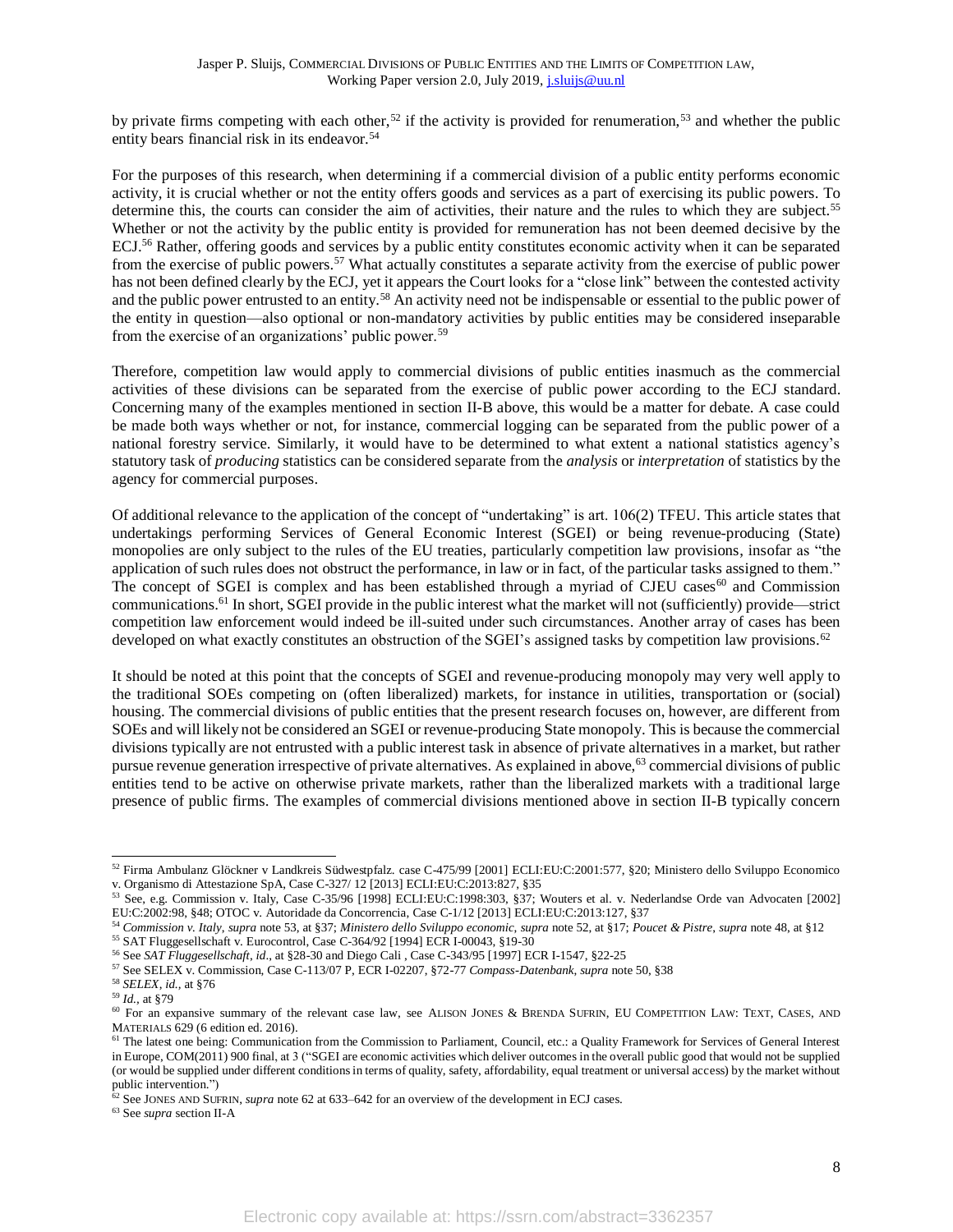by private firms competing with each other,[52] if the activity is provided for renumeration,[53] and whether the public entity bears financial risk in its endeavor.[54]

For the purposes of this research, when determining if a commercial division of a public entity performs economic activity, it is crucial whether or not the entity offers goods and services as a part of exercising its public powers. To determine this, the courts can consider the aim of activities, their nature and the rules to which they are subject.[55] Whether or not the activity by the public entity is provided for remuneration has not been deemed decisive by the ECJ.[56] Rather, offering goods and services by a public entity constitutes economic activity when it can be separated from the exercise of public powers.[57] What actually constitutes a separate activity from the exercise of public power has not been defined clearly by the ECJ, yet it appears the Court looks for a "close link" between the contested activity and the public power entrusted to an entity.[58] An activity need not be indispensable or essential to the public power of the entity in question—also optional or non-mandatory activities by public entities may be considered inseparable from the exercise of an organizations' public power.[59]

Therefore, competition law would apply to commercial divisions of public entities inasmuch as the commercial activities of these divisions can be separated from the exercise of public power according to the ECJ standard. Concerning many of the examples mentioned in section II-B above, this would be a matter for debate. A case could be made both ways whether or not, for instance, commercial logging can be separated from the public power of a national forestry service. Similarly, it would have to be determined to what extent a national statistics agency's statutory task of *producing* statistics can be considered separate from the *analysis* or *interpretation* of statistics by the agency for commercial purposes.

Of additional relevance to the application of the concept of "undertaking" is art. 106(2) TFEU. This article states that undertakings performing Services of General Economic Interest (SGEI) or being revenue-producing (State) monopolies are only subject to the rules of the EU treaties, particularly competition law provisions, insofar as "the application of such rules does not obstruct the performance, in law or in fact, of the particular tasks assigned to them." The concept of SGEI is complex and has been established through a myriad of CJEU cases[60] and Commission communications.[61] In short, SGEI provide in the public interest what the market will not (sufficiently) provide—strict competition law enforcement would indeed be ill-suited under such circumstances. Another array of cases has been developed on what exactly constitutes an obstruction of the SGEI's assigned tasks by competition law provisions.[62]

It should be noted at this point that the concepts of SGEI and revenue-producing monopoly may very well apply to the traditional SOEs competing on (often liberalized) markets, for instance in utilities, transportation or (social) housing. The commercial divisions of public entities that the present research focuses on, however, are different from SOEs and will likely not be considered an SGEI or revenue-producing State monopoly. This is because the commercial divisions typically are not entrusted with a public interest task in absence of private alternatives in a market, but rather pursue revenue generation irrespective of private alternatives. As explained in above,[63] commercial divisions of public entities tend to be active on otherwise private markets, rather than the liberalized markets with a traditional large presence of public firms. The examples of commercial divisions mentioned above in section II-B typically concern

---

[52] Firma Ambulanz Glöckner v Landkreis Südwestpfalz. case C-475/99 [2001] ECLI:EU:C:2001:577, §20; Ministero dello Sviluppo Economico v. Organismo di Attestazione SpA, Case C-327/ 12 [2013] ECLI:EU:C:2013:827, §35

[53] See, e.g. Commission v. Italy, Case C-35/96 [1998] ECLI:EU:C:1998:303, §37; Wouters et al. v. Nederlandse Orde van Advocaten [2002] EU:C:2002:98, §48; OTOC v. Autoridade da Concorrencia, Case C-1/12 [2013] ECLI:EU:C:2013:127, §37

[54] *Commission v. Italy*, *supra* note 53, at §37; *Ministero dello Sviluppo economic*, *supra* note 52, at §17; *Poucet & Pistre*, *supra* note 48, at §12

[55] SAT Fluggesellschaft v. Eurocontrol, Case C-364/92 [1994] ECR I-00043, §19-30

[56] See *SAT Fluggesellschaft*, *id*., at §28-30 and Diego Cali , Case C-343/95 [1997] ECR I-1547, §22-25

[57] See SELEX v. Commission, Case C-113/07 P, ECR I-02207, §72-77 *Compass-Datenbank*, *supra* note 50, §38

[58] *SELEX*, *id.*, at §76

[59] *Id.*, at §79

[60] For an expansive summary of the relevant case law, see ALISON JONES & BRENDA SUFRIN, EU COMPETITION LAW: TEXT, CASES, AND MATERIALS 629 (6 edition ed. 2016).

[61] The latest one being: Communication from the Commission to Parliament, Council, etc.: a Quality Framework for Services of General Interest in Europe, COM(2011) 900 final, at 3 ("SGEI are economic activities which deliver outcomes in the overall public good that would not be supplied (or would be supplied under different conditions in terms of quality, safety, affordability, equal treatment or universal access) by the market without public intervention.")

[62] See JONES AND SUFRIN, *supra* note 62 at 633–642 for an overview of the development in ECJ cases.

[63] See *supra* section II-A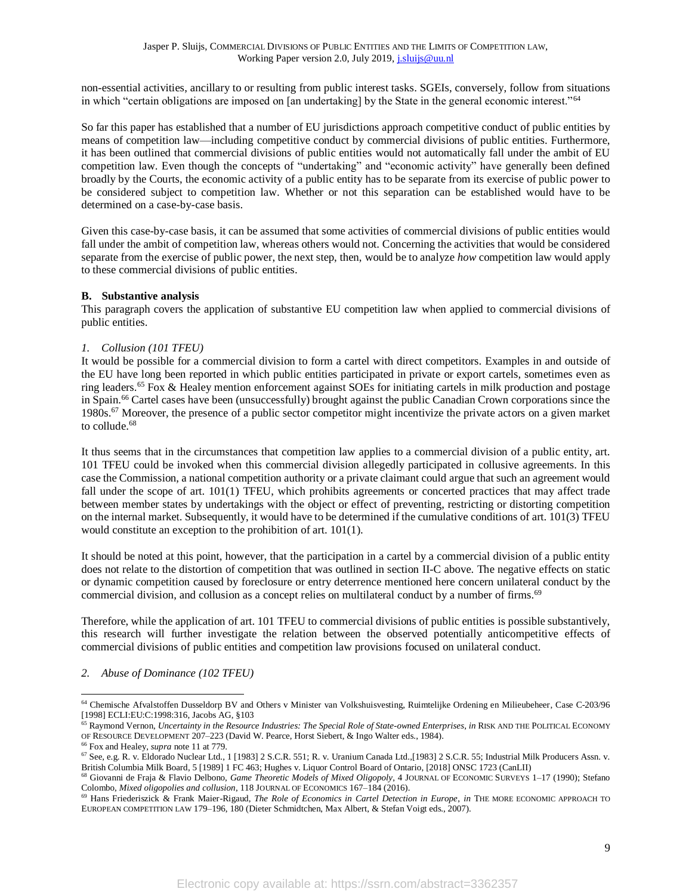non-essential activities, ancillary to or resulting from public interest tasks. SGEIs, conversely, follow from situations in which "certain obligations are imposed on [an undertaking] by the State in the general economic interest."[64]

So far this paper has established that a number of EU jurisdictions approach competitive conduct of public entities by means of competition law—including competitive conduct by commercial divisions of public entities. Furthermore, it has been outlined that commercial divisions of public entities would not automatically fall under the ambit of EU competition law. Even though the concepts of "undertaking" and "economic activity" have generally been defined broadly by the Courts, the economic activity of a public entity has to be separate from its exercise of public power to be considered subject to competition law. Whether or not this separation can be established would have to be determined on a case-by-case basis.

Given this case-by-case basis, it can be assumed that some activities of commercial divisions of public entities would fall under the ambit of competition law, whereas others would not. Concerning the activities that would be considered separate from the exercise of public power, the next step, then, would be to analyze *how* competition law would apply to these commercial divisions of public entities.

### B. Substantive analysis

This paragraph covers the application of substantive EU competition law when applied to commercial divisions of public entities.

#### *1. Collusion (101 TFEU)*

It would be possible for a commercial division to form a cartel with direct competitors. Examples in and outside of the EU have long been reported in which public entities participated in private or export cartels, sometimes even as ring leaders.[65] Fox & Healey mention enforcement against SOEs for initiating cartels in milk production and postage in Spain.[66] Cartel cases have been (unsuccessfully) brought against the public Canadian Crown corporations since the 1980s.[67] Moreover, the presence of a public sector competitor might incentivize the private actors on a given market to collude.[68]

It thus seems that in the circumstances that competition law applies to a commercial division of a public entity, art. 101 TFEU could be invoked when this commercial division allegedly participated in collusive agreements. In this case the Commission, a national competition authority or a private claimant could argue that such an agreement would fall under the scope of art. 101(1) TFEU, which prohibits agreements or concerted practices that may affect trade between member states by undertakings with the object or effect of preventing, restricting or distorting competition on the internal market. Subsequently, it would have to be determined if the cumulative conditions of art. 101(3) TFEU would constitute an exception to the prohibition of art. 101(1).

It should be noted at this point, however, that the participation in a cartel by a commercial division of a public entity does not relate to the distortion of competition that was outlined in section II-C above. The negative effects on static or dynamic competition caused by foreclosure or entry deterrence mentioned here concern unilateral conduct by the commercial division, and collusion as a concept relies on multilateral conduct by a number of firms.[69]

Therefore, while the application of art. 101 TFEU to commercial divisions of public entities is possible substantively, this research will further investigate the relation between the observed potentially anticompetitive effects of commercial divisions of public entities and competition law provisions focused on unilateral conduct.

#### *2. Abuse of Dominance (102 TFEU)*

---

[64] Chemische Afvalstoffen Dusseldorp BV and Others v Minister van Volkshuisvesting, Ruimtelijke Ordening en Milieubeheer, Case C-203/96 [1998] ECLI:EU:C:1998:316, Jacobs AG, §103

[65] Raymond Vernon, *Uncertainty in the Resource Industries: The Special Role of State-owned Enterprises*, *in* RISK AND THE POLITICAL ECONOMY OF RESOURCE DEVELOPMENT 207–223 (David W. Pearce, Horst Siebert, & Ingo Walter eds., 1984).

[66] Fox and Healey, *supra* note 11 at 779.

[67] See, e.g. R. v. Eldorado Nuclear Ltd., 1 [1983] 2 S.C.R. 551; R. v. Uranium Canada Ltd.,[1983] 2 S.C.R. 55; Industrial Milk Producers Assn. v. British Columbia Milk Board, 5 [1989] 1 FC 463; Hughes v. Liquor Control Board of Ontario, [2018] ONSC 1723 (CanLII)

[68] Giovanni de Fraja & Flavio Delbono, *Game Theoretic Models of Mixed Oligopoly*, 4 JOURNAL OF ECONOMIC SURVEYS 1–17 (1990); Stefano Colombo, *Mixed oligopolies and collusion*, 118 JOURNAL OF ECONOMICS 167–184 (2016).

[69] Hans Friederiszick & Frank Maier-Rigaud, *The Role of Economics in Cartel Detection in Europe*, *in* THE MORE ECONOMIC APPROACH TO EUROPEAN COMPETITION LAW 179–196, 180 (Dieter Schmidtchen, Max Albert, & Stefan Voigt eds., 2007).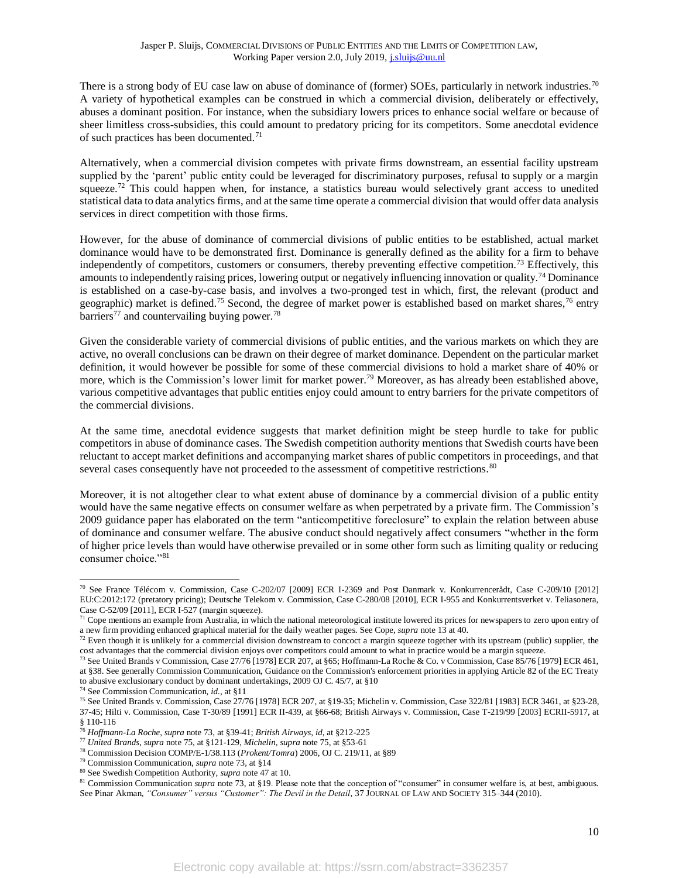There is a strong body of EU case law on abuse of dominance of (former) SOEs, particularly in network industries.[70] A variety of hypothetical examples can be construed in which a commercial division, deliberately or effectively, abuses a dominant position. For instance, when the subsidiary lowers prices to enhance social welfare or because of sheer limitless cross-subsidies, this could amount to predatory pricing for its competitors. Some anecdotal evidence of such practices has been documented.[71]

Alternatively, when a commercial division competes with private firms downstream, an essential facility upstream supplied by the 'parent' public entity could be leveraged for discriminatory purposes, refusal to supply or a margin squeeze.[72] This could happen when, for instance, a statistics bureau would selectively grant access to unedited statistical data to data analytics firms, and at the same time operate a commercial division that would offer data analysis services in direct competition with those firms.

However, for the abuse of dominance of commercial divisions of public entities to be established, actual market dominance would have to be demonstrated first. Dominance is generally defined as the ability for a firm to behave independently of competitors, customers or consumers, thereby preventing effective competition.[73] Effectively, this amounts to independently raising prices, lowering output or negatively influencing innovation or quality.[74] Dominance is established on a case-by-case basis, and involves a two-pronged test in which, first, the relevant (product and geographic) market is defined.[75] Second, the degree of market power is established based on market shares,[76] entry barriers[77] and countervailing buying power.[78]

Given the considerable variety of commercial divisions of public entities, and the various markets on which they are active, no overall conclusions can be drawn on their degree of market dominance. Dependent on the particular market definition, it would however be possible for some of these commercial divisions to hold a market share of 40% or more, which is the Commission's lower limit for market power.[79] Moreover, as has already been established above, various competitive advantages that public entities enjoy could amount to entry barriers for the private competitors of the commercial divisions.

At the same time, anecdotal evidence suggests that market definition might be steep hurdle to take for public competitors in abuse of dominance cases. The Swedish competition authority mentions that Swedish courts have been reluctant to accept market definitions and accompanying market shares of public competitors in proceedings, and that several cases consequently have not proceeded to the assessment of competitive restrictions.[80]

Moreover, it is not altogether clear to what extent abuse of dominance by a commercial division of a public entity would have the same negative effects on consumer welfare as when perpetrated by a private firm. The Commission's 2009 guidance paper has elaborated on the term "anticompetitive foreclosure" to explain the relation between abuse of dominance and consumer welfare. The abusive conduct should negatively affect consumers "whether in the form of higher price levels than would have otherwise prevailed or in some other form such as limiting quality or reducing consumer choice."[81]

---

[70] See France Télécom v. Commission, Case C-202/07 [2009] ECR I-2369 and Post Danmark v. Konkurrencerådt, Case C-209/10 [2012] EU:C:2012:172 (pretatory pricing); Deutsche Telekom v. Commission, Case C-280/08 [2010], ECR I-955 and Konkurrentsverket v. Teliasonera, Case C-52/09 [2011], ECR I-527 (margin squeeze).

[71] Cope mentions an example from Australia, in which the national meteorological institute lowered its prices for newspapers to zero upon entry of a new firm providing enhanced graphical material for the daily weather pages. See Cope, *supra* note 13 at 40.

[72] Even though it is unlikely for a commercial division downstream to concoct a margin squeeze together with its upstream (public) supplier, the cost advantages that the commercial division enjoys over competitors could amount to what in practice would be a margin squeeze.

[73] See United Brands v Commission, Case 27/76 [1978] ECR 207, at §65; Hoffmann-La Roche & Co. v Commission, Case 85/76 [1979] ECR 461, at §38. See generally Commission Communication, Guidance on the Commission's enforcement priorities in applying Article 82 of the EC Treaty to abusive exclusionary conduct by dominant undertakings, 2009 OJ C. 45/7, at §10

[74] See Commission Communication, *id.*, at §11

[75] See United Brands v. Commission, Case 27/76 [1978] ECR 207, at §19-35; Michelin v. Commission, Case 322/81 [1983] ECR 3461, at §23-28, 37-45; Hilti v. Commission, Case T-30/89 [1991] ECR II-439, at §66-68; British Airways v. Commission, Case T-219/99 [2003] ECRII-5917, at § 110-116

[76] *Hoffmann-La Roche*, *supra* note 73, at §39-41; *British Airways*, *id*, at §212-225

[77] *United Brands*, *supra* note 75, at §121-129, *Michelin*, *supra* note 75, at §53-61

[78] Commission Decision COMP/E-1/38.113 (*Prokent/Tomra*) 2006, OJ C. 219/11, at §89

[79] Commission Communication, *supra* note 73, at §14

[80] See Swedish Competition Authority, *supra* note 47 at 10.

[81] Commission Communication *supra* note 73, at §19. Please note that the conception of "consumer" in consumer welfare is, at best, ambiguous. See Pinar Akman, *"Consumer" versus "Customer": The Devil in the Detail*, 37 JOURNAL OF LAW AND SOCIETY 315–344 (2010).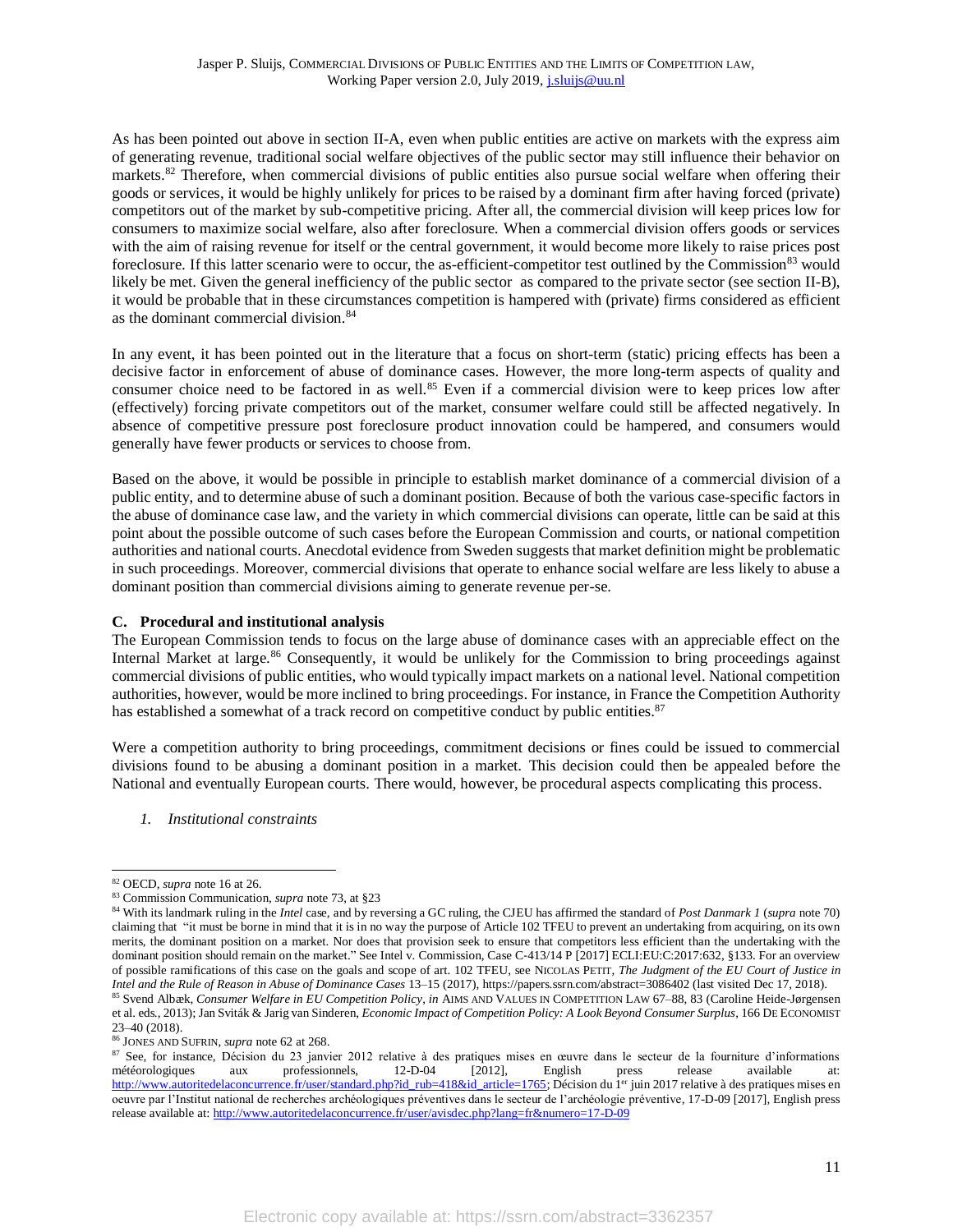As has been pointed out above in section II-A, even when public entities are active on markets with the express aim of generating revenue, traditional social welfare objectives of the public sector may still influence their behavior on markets.[82] Therefore, when commercial divisions of public entities also pursue social welfare when offering their goods or services, it would be highly unlikely for prices to be raised by a dominant firm after having forced (private) competitors out of the market by sub-competitive pricing. After all, the commercial division will keep prices low for consumers to maximize social welfare, also after foreclosure. When a commercial division offers goods or services with the aim of raising revenue for itself or the central government, it would become more likely to raise prices post foreclosure. If this latter scenario were to occur, the as-efficient-competitor test outlined by the Commission[83] would likely be met. Given the general inefficiency of the public sector as compared to the private sector (see section II-B), it would be probable that in these circumstances competition is hampered with (private) firms considered as efficient as the dominant commercial division.[84]

In any event, it has been pointed out in the literature that a focus on short-term (static) pricing effects has been a decisive factor in enforcement of abuse of dominance cases. However, the more long-term aspects of quality and consumer choice need to be factored in as well.[85] Even if a commercial division were to keep prices low after (effectively) forcing private competitors out of the market, consumer welfare could still be affected negatively. In absence of competitive pressure post foreclosure product innovation could be hampered, and consumers would generally have fewer products or services to choose from.

Based on the above, it would be possible in principle to establish market dominance of a commercial division of a public entity, and to determine abuse of such a dominant position. Because of both the various case-specific factors in the abuse of dominance case law, and the variety in which commercial divisions can operate, little can be said at this point about the possible outcome of such cases before the European Commission and courts, or national competition authorities and national courts. Anecdotal evidence from Sweden suggests that market definition might be problematic in such proceedings. Moreover, commercial divisions that operate to enhance social welfare are less likely to abuse a dominant position than commercial divisions aiming to generate revenue per-se.

### C. Procedural and institutional analysis

The European Commission tends to focus on the large abuse of dominance cases with an appreciable effect on the Internal Market at large.[86] Consequently, it would be unlikely for the Commission to bring proceedings against commercial divisions of public entities, who would typically impact markets on a national level. National competition authorities, however, would be more inclined to bring proceedings. For instance, in France the Competition Authority has established a somewhat of a track record on competitive conduct by public entities.[87]

Were a competition authority to bring proceedings, commitment decisions or fines could be issued to commercial divisions found to be abusing a dominant position in a market. This decision could then be appealed before the National and eventually European courts. There would, however, be procedural aspects complicating this process.

#### 1. *Institutional constraints*

---

[82] OECD, *supra* note 16 at 26.

[83] Commission Communication, *supra* note 73, at §23

[84] With its landmark ruling in the *Intel* case, and by reversing a GC ruling, the CJEU has affirmed the standard of *Post Danmark 1* (*supra* note 70) claiming that "it must be borne in mind that it is in no way the purpose of Article 102 TFEU to prevent an undertaking from acquiring, on its own merits, the dominant position on a market. Nor does that provision seek to ensure that competitors less efficient than the undertaking with the dominant position should remain on the market." See Intel v. Commission, Case C-413/14 P [2017] ECLI:EU:C:2017:632, §133. For an overview of possible ramifications of this case on the goals and scope of art. 102 TFEU, see NICOLAS PETIT, *The Judgment of the EU Court of Justice in Intel and the Rule of Reason in Abuse of Dominance Cases* 13–15 (2017), https://papers.ssrn.com/abstract=3086402 (last visited Dec 17, 2018).

[85] Svend Albæk, *Consumer Welfare in EU Competition Policy*, *in* AIMS AND VALUES IN COMPETITION LAW 67–88, 83 (Caroline Heide-Jørgensen et al. eds., 2013); Jan Sviták & Jarig van Sinderen, *Economic Impact of Competition Policy: A Look Beyond Consumer Surplus*, 166 DE ECONOMIST 23–40 (2018).

[86] JONES AND SUFRIN, *supra* note 62 at 268.

[87] See, for instance, Décision du 23 janvier 2012 relative à des pratiques mises en œuvre dans le secteur de la fourniture d'informations météorologiques aux professionnels, 12-D-04 [2012], English press release available at: http://www.autoritedelaconcurrence.fr/user/standard.php?id_rub=418&id_article=1765; Décision du 1er juin 2017 relative à des pratiques mises en oeuvre par l'Institut national de recherches archéologiques préventives dans le secteur de l'archéologie préventive, 17-D-09 [2017], English press release available at: http://www.autoritedelaconcurrence.fr/user/avisdec.php?lang=fr&numero=17-D-09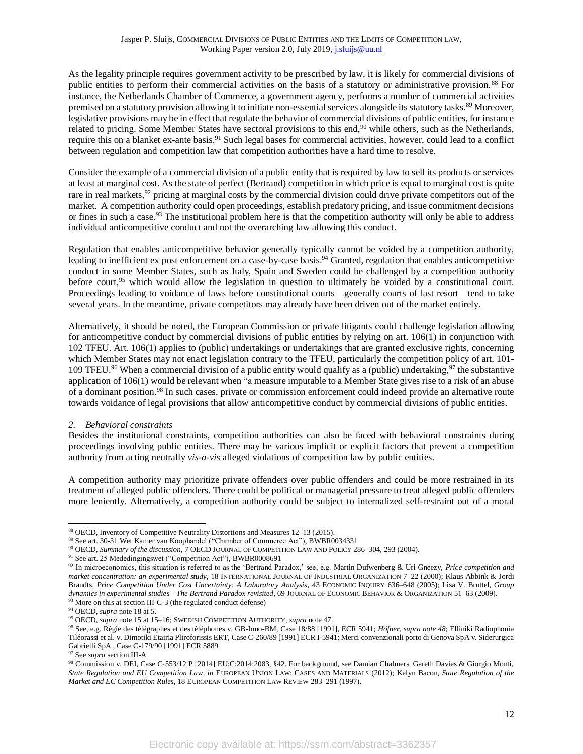As the legality principle requires government activity to be prescribed by law, it is likely for commercial divisions of public entities to perform their commercial activities on the basis of a statutory or administrative provision.[88] For instance, the Netherlands Chamber of Commerce, a government agency, performs a number of commercial activities premised on a statutory provision allowing it to initiate non-essential services alongside its statutory tasks.[89] Moreover, legislative provisions may be in effect that regulate the behavior of commercial divisions of public entities, for instance related to pricing. Some Member States have sectoral provisions to this end,[90] while others, such as the Netherlands, require this on a blanket ex-ante basis.[91] Such legal bases for commercial activities, however, could lead to a conflict between regulation and competition law that competition authorities have a hard time to resolve.

Consider the example of a commercial division of a public entity that is required by law to sell its products or services at least at marginal cost. As the state of perfect (Bertrand) competition in which price is equal to marginal cost is quite rare in real markets,[92] pricing at marginal costs by the commercial division could drive private competitors out of the market. A competition authority could open proceedings, establish predatory pricing, and issue commitment decisions or fines in such a case.[93] The institutional problem here is that the competition authority will only be able to address individual anticompetitive conduct and not the overarching law allowing this conduct.

Regulation that enables anticompetitive behavior generally typically cannot be voided by a competition authority, leading to inefficient ex post enforcement on a case-by-case basis.[94] Granted, regulation that enables anticompetitive conduct in some Member States, such as Italy, Spain and Sweden could be challenged by a competition authority before court,[95] which would allow the legislation in question to ultimately be voided by a constitutional court. Proceedings leading to voidance of laws before constitutional courts—generally courts of last resort—tend to take several years. In the meantime, private competitors may already have been driven out of the market entirely.

Alternatively, it should be noted, the European Commission or private litigants could challenge legislation allowing for anticompetitive conduct by commercial divisions of public entities by relying on art. 106(1) in conjunction with 102 TFEU. Art. 106(1) applies to (public) undertakings or undertakings that are granted exclusive rights, concerning which Member States may not enact legislation contrary to the TFEU, particularly the competition policy of art. 101-109 TFEU.[96] When a commercial division of a public entity would qualify as a (public) undertaking,[97] the substantive application of 106(1) would be relevant when "a measure imputable to a Member State gives rise to a risk of an abuse of a dominant position.[98] In such cases, private or commission enforcement could indeed provide an alternative route towards voidance of legal provisions that allow anticompetitive conduct by commercial divisions of public entities.

### *2. Behavioral constraints*

Besides the institutional constraints, competition authorities can also be faced with behavioral constraints during proceedings involving public entities. There may be various implicit or explicit factors that prevent a competition authority from acting neutrally *vis-a-vis* alleged violations of competition law by public entities.

A competition authority may prioritize private offenders over public offenders and could be more restrained in its treatment of alleged public offenders. There could be political or managerial pressure to treat alleged public offenders more leniently. Alternatively, a competition authority could be subject to internalized self-restraint out of a moral

---

[88] OECD, Inventory of Competitive Neutrality Distortions and Measures 12–13 (2015).

[89] See art. 30-31 Wet Kamer van Koophandel ("Chamber of Commerce Act"), BWBR0034331

[90] OECD, *Summary of the discussion*, 7 OECD JOURNAL OF COMPETITION LAW AND POLICY 286–304, 293 (2004).

[91] See art. 25 Mededingingswet ("Competition Act"), BWBR0008691

[92] In microeconomics, this situation is referred to as the 'Bertrand Paradox,' see, e.g. Martin Dufwenberg & Uri Gneezy, *Price competition and market concentration: an experimental study*, 18 INTERNATIONAL JOURNAL OF INDUSTRIAL ORGANIZATION 7–22 (2000); Klaus Abbink & Jordi Brandts, *Price Competition Under Cost Uncertainty: A Laboratory Analysis*, 43 ECONOMIC INQUIRY 636–648 (2005); Lisa V. Bruttel, *Group dynamics in experimental studies—The Bertrand Paradox revisited*, 69 JOURNAL OF ECONOMIC BEHAVIOR & ORGANIZATION 51–63 (2009).

[93] More on this at section III-C-3 (the regulated conduct defense)

[94] OECD, *supra* note 18 at 5.

[95] OECD, *supra* note 15 at 15–16; SWEDISH COMPETITION AUTHORITY, *supra* note 47.

[96] See, e.g. Régie des télégraphes et des téléphones v. GB-Inno-BM, Case 18/88 [1991], ECR 5941; *Höfner, supra note 48*; Elliniki Radiophonia Tiléorassi et al. v. Dimotiki Etairia Pliroforissis ERT, Case C-260/89 [1991] ECR I-5941; Merci convenzionali porto di Genova SpA v. Siderurgica Gabrielli SpA , Case C-179/90 [1991] ECR 5889

[97] See *supra* section III-A

[98] Commission v. DEI, Case C-553/12 P [2014] EU:C:2014:2083, §42. For background, see Damian Chalmers, Gareth Davies & Giorgio Monti, *State Regulation and EU Competition Law*, *in* EUROPEAN UNION LAW: CASES AND MATERIALS (2012); Kelyn Bacon, *State Regulation of the Market and EC Competition Rules*, 18 EUROPEAN COMPETITION LAW REVIEW 283–291 (1997).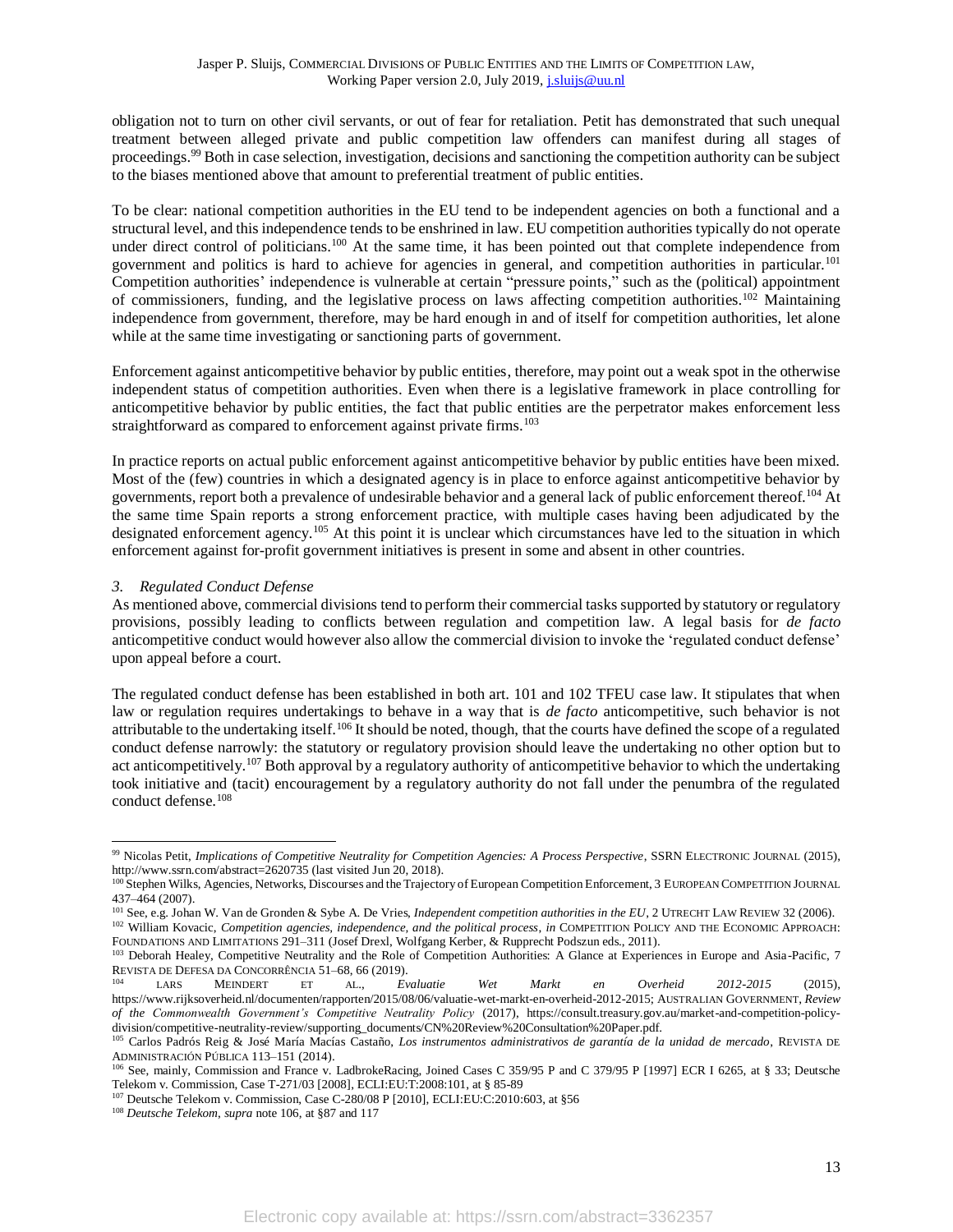obligation not to turn on other civil servants, or out of fear for retaliation. Petit has demonstrated that such unequal treatment between alleged private and public competition law offenders can manifest during all stages of proceedings.[99] Both in case selection, investigation, decisions and sanctioning the competition authority can be subject to the biases mentioned above that amount to preferential treatment of public entities.

To be clear: national competition authorities in the EU tend to be independent agencies on both a functional and a structural level, and this independence tends to be enshrined in law. EU competition authorities typically do not operate under direct control of politicians.[100] At the same time, it has been pointed out that complete independence from government and politics is hard to achieve for agencies in general, and competition authorities in particular.[101] Competition authorities' independence is vulnerable at certain "pressure points," such as the (political) appointment of commissioners, funding, and the legislative process on laws affecting competition authorities.[102] Maintaining independence from government, therefore, may be hard enough in and of itself for competition authorities, let alone while at the same time investigating or sanctioning parts of government.

Enforcement against anticompetitive behavior by public entities, therefore, may point out a weak spot in the otherwise independent status of competition authorities. Even when there is a legislative framework in place controlling for anticompetitive behavior by public entities, the fact that public entities are the perpetrator makes enforcement less straightforward as compared to enforcement against private firms.[103]

In practice reports on actual public enforcement against anticompetitive behavior by public entities have been mixed. Most of the (few) countries in which a designated agency is in place to enforce against anticompetitive behavior by governments, report both a prevalence of undesirable behavior and a general lack of public enforcement thereof.[104] At the same time Spain reports a strong enforcement practice, with multiple cases having been adjudicated by the designated enforcement agency.[105] At this point it is unclear which circumstances have led to the situation in which enforcement against for-profit government initiatives is present in some and absent in other countries.

### *3. Regulated Conduct Defense*

As mentioned above, commercial divisions tend to perform their commercial tasks supported by statutory or regulatory provisions, possibly leading to conflicts between regulation and competition law. A legal basis for *de facto* anticompetitive conduct would however also allow the commercial division to invoke the 'regulated conduct defense' upon appeal before a court.

The regulated conduct defense has been established in both art. 101 and 102 TFEU case law. It stipulates that when law or regulation requires undertakings to behave in a way that is *de facto* anticompetitive, such behavior is not attributable to the undertaking itself.[106] It should be noted, though, that the courts have defined the scope of a regulated conduct defense narrowly: the statutory or regulatory provision should leave the undertaking no other option but to act anticompetitively.[107] Both approval by a regulatory authority of anticompetitive behavior to which the undertaking took initiative and (tacit) encouragement by a regulatory authority do not fall under the penumbra of the regulated conduct defense.[108]

---

[99] Nicolas Petit, *Implications of Competitive Neutrality for Competition Agencies: A Process Perspective*, SSRN ELECTRONIC JOURNAL (2015), http://www.ssrn.com/abstract=2620735 (last visited Jun 20, 2018).

[100] Stephen Wilks, Agencies, Networks, Discourses and the Trajectory of European Competition Enforcement, 3 EUROPEAN COMPETITION JOURNAL 437–464 (2007).

[101] See, e.g. Johan W. Van de Gronden & Sybe A. De Vries, *Independent competition authorities in the EU*, 2 UTRECHT LAW REVIEW 32 (2006).

[102] William Kovacic, *Competition agencies, independence, and the political process*, *in* COMPETITION POLICY AND THE ECONOMIC APPROACH: FOUNDATIONS AND LIMITATIONS 291–311 (Josef Drexl, Wolfgang Kerber, & Rupprecht Podszun eds., 2011).

[103] Deborah Healey, Competitive Neutrality and the Role of Competition Authorities: A Glance at Experiences in Europe and Asia-Pacific, 7 REVISTA DE DEFESA DA CONCORRÊNCIA 51–68, 66 (2019).

[104] LARS MEINDERT ET AL., *Evaluatie Wet Markt en Overheid 2012-2015* (2015), https://www.rijksoverheid.nl/documenten/rapporten/2015/08/06/valuatie-wet-markt-en-overheid-2012-2015; AUSTRALIAN GOVERNMENT, *Review of the Commonwealth Government's Competitive Neutrality Policy* (2017), https://consult.treasury.gov.au/market-and-competition-policy-division/competitive-neutrality-review/supporting_documents/CN%20Review%20Consultation%20Paper.pdf.

[105] Carlos Padrós Reig & José María Macías Castaño, *Los instrumentos administrativos de garantía de la unidad de mercado*, REVISTA DE ADMINISTRACIÓN PÚBLICA 113–151 (2014).

[106] See, mainly, Commission and France v. LadbrokeRacing, Joined Cases C 359/95 P and C 379/95 P [1997] ECR I 6265, at § 33; Deutsche Telekom v. Commission, Case T-271/03 [2008], ECLI:EU:T:2008:101, at § 85-89

[107] Deutsche Telekom v. Commission, Case C-280/08 P [2010], ECLI:EU:C:2010:603, at §56

[108] *Deutsche Telekom*, *supra* note 106, at §87 and 117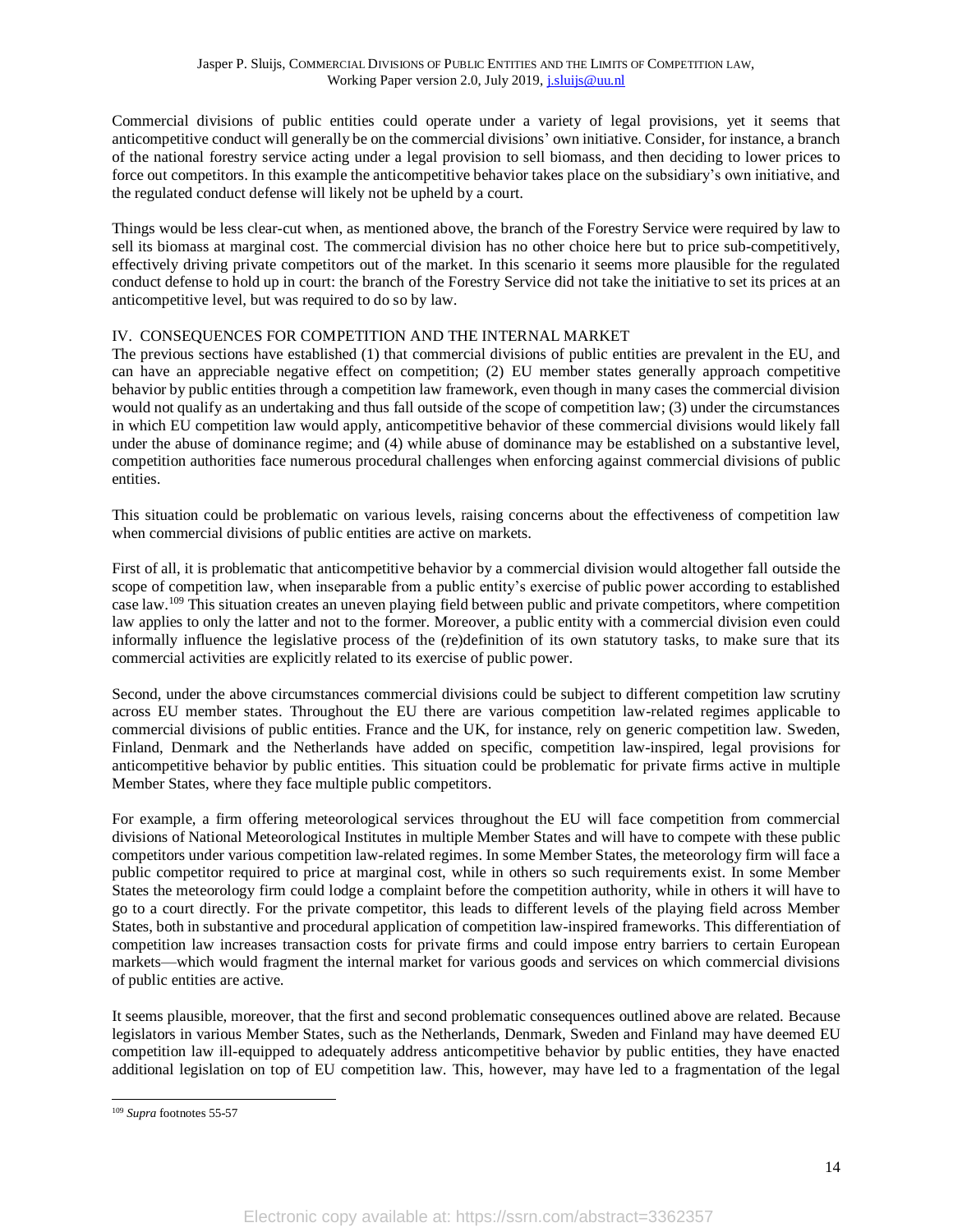Commercial divisions of public entities could operate under a variety of legal provisions, yet it seems that anticompetitive conduct will generally be on the commercial divisions' own initiative. Consider, for instance, a branch of the national forestry service acting under a legal provision to sell biomass, and then deciding to lower prices to force out competitors. In this example the anticompetitive behavior takes place on the subsidiary's own initiative, and the regulated conduct defense will likely not be upheld by a court.

Things would be less clear-cut when, as mentioned above, the branch of the Forestry Service were required by law to sell its biomass at marginal cost. The commercial division has no other choice here but to price sub-competitively, effectively driving private competitors out of the market. In this scenario it seems more plausible for the regulated conduct defense to hold up in court: the branch of the Forestry Service did not take the initiative to set its prices at an anticompetitive level, but was required to do so by law.

## IV. CONSEQUENCES FOR COMPETITION AND THE INTERNAL MARKET

The previous sections have established (1) that commercial divisions of public entities are prevalent in the EU, and can have an appreciable negative effect on competition; (2) EU member states generally approach competitive behavior by public entities through a competition law framework, even though in many cases the commercial division would not qualify as an undertaking and thus fall outside of the scope of competition law; (3) under the circumstances in which EU competition law would apply, anticompetitive behavior of these commercial divisions would likely fall under the abuse of dominance regime; and (4) while abuse of dominance may be established on a substantive level, competition authorities face numerous procedural challenges when enforcing against commercial divisions of public entities.

This situation could be problematic on various levels, raising concerns about the effectiveness of competition law when commercial divisions of public entities are active on markets.

First of all, it is problematic that anticompetitive behavior by a commercial division would altogether fall outside the scope of competition law, when inseparable from a public entity's exercise of public power according to established case law.[109] This situation creates an uneven playing field between public and private competitors, where competition law applies to only the latter and not to the former. Moreover, a public entity with a commercial division even could informally influence the legislative process of the (re)definition of its own statutory tasks, to make sure that its commercial activities are explicitly related to its exercise of public power.

Second, under the above circumstances commercial divisions could be subject to different competition law scrutiny across EU member states. Throughout the EU there are various competition law-related regimes applicable to commercial divisions of public entities. France and the UK, for instance, rely on generic competition law. Sweden, Finland, Denmark and the Netherlands have added on specific, competition law-inspired, legal provisions for anticompetitive behavior by public entities. This situation could be problematic for private firms active in multiple Member States, where they face multiple public competitors.

For example, a firm offering meteorological services throughout the EU will face competition from commercial divisions of National Meteorological Institutes in multiple Member States and will have to compete with these public competitors under various competition law-related regimes. In some Member States, the meteorology firm will face a public competitor required to price at marginal cost, while in others so such requirements exist. In some Member States the meteorology firm could lodge a complaint before the competition authority, while in others it will have to go to a court directly. For the private competitor, this leads to different levels of the playing field across Member States, both in substantive and procedural application of competition law-inspired frameworks. This differentiation of competition law increases transaction costs for private firms and could impose entry barriers to certain European markets—which would fragment the internal market for various goods and services on which commercial divisions of public entities are active.

It seems plausible, moreover, that the first and second problematic consequences outlined above are related. Because legislators in various Member States, such as the Netherlands, Denmark, Sweden and Finland may have deemed EU competition law ill-equipped to adequately address anticompetitive behavior by public entities, they have enacted additional legislation on top of EU competition law. This, however, may have led to a fragmentation of the legal

[109] *Supra* footnotes 55-57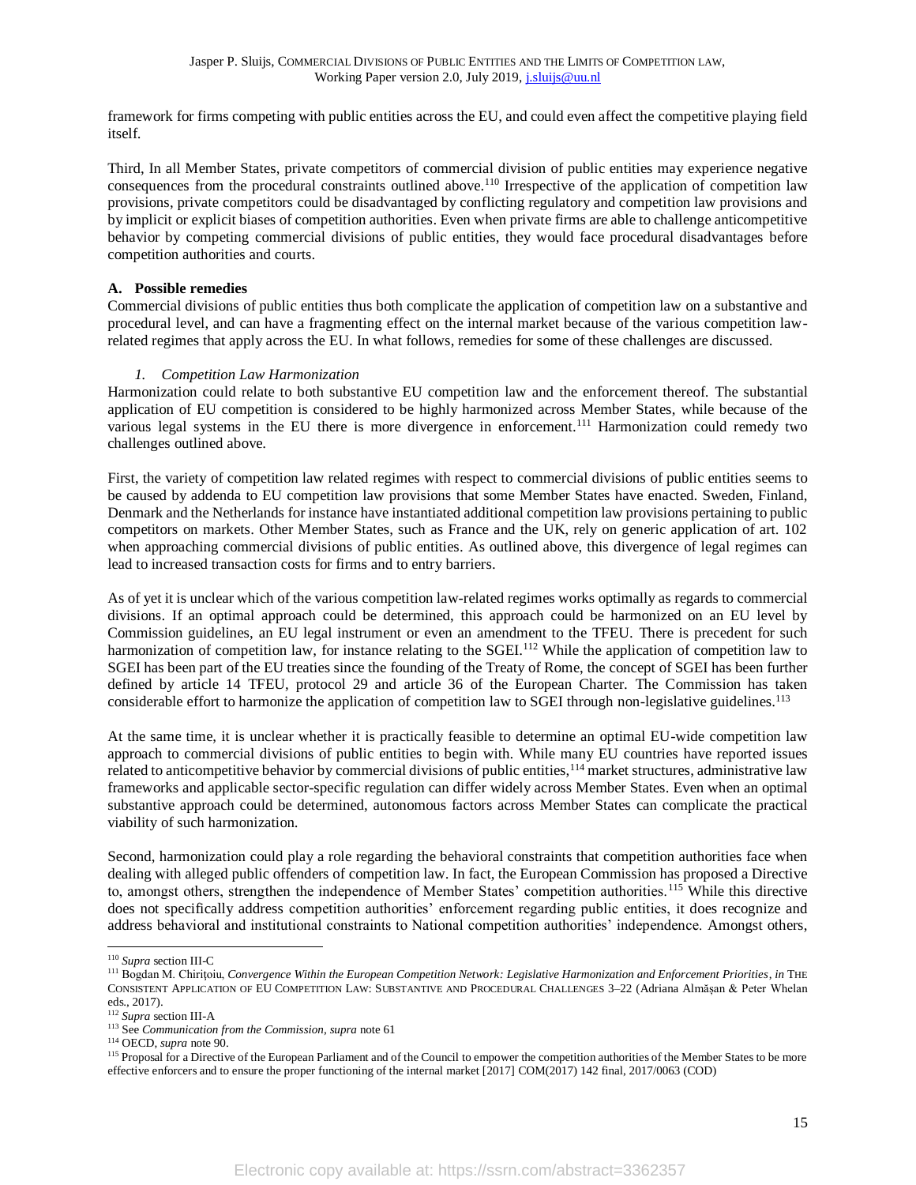framework for firms competing with public entities across the EU, and could even affect the competitive playing field itself.

Third, In all Member States, private competitors of commercial division of public entities may experience negative consequences from the procedural constraints outlined above.[110] Irrespective of the application of competition law provisions, private competitors could be disadvantaged by conflicting regulatory and competition law provisions and by implicit or explicit biases of competition authorities. Even when private firms are able to challenge anticompetitive behavior by competing commercial divisions of public entities, they would face procedural disadvantages before competition authorities and courts.

## A. Possible remedies

Commercial divisions of public entities thus both complicate the application of competition law on a substantive and procedural level, and can have a fragmenting effect on the internal market because of the various competition law-related regimes that apply across the EU. In what follows, remedies for some of these challenges are discussed.

### *1. Competition Law Harmonization*

Harmonization could relate to both substantive EU competition law and the enforcement thereof. The substantial application of EU competition is considered to be highly harmonized across Member States, while because of the various legal systems in the EU there is more divergence in enforcement.[111] Harmonization could remedy two challenges outlined above.

First, the variety of competition law related regimes with respect to commercial divisions of public entities seems to be caused by addenda to EU competition law provisions that some Member States have enacted. Sweden, Finland, Denmark and the Netherlands for instance have instantiated additional competition law provisions pertaining to public competitors on markets. Other Member States, such as France and the UK, rely on generic application of art. 102 when approaching commercial divisions of public entities. As outlined above, this divergence of legal regimes can lead to increased transaction costs for firms and to entry barriers.

As of yet it is unclear which of the various competition law-related regimes works optimally as regards to commercial divisions. If an optimal approach could be determined, this approach could be harmonized on an EU level by Commission guidelines, an EU legal instrument or even an amendment to the TFEU. There is precedent for such harmonization of competition law, for instance relating to the SGEI.[112] While the application of competition law to SGEI has been part of the EU treaties since the founding of the Treaty of Rome, the concept of SGEI has been further defined by article 14 TFEU, protocol 29 and article 36 of the European Charter. The Commission has taken considerable effort to harmonize the application of competition law to SGEI through non-legislative guidelines.[113]

At the same time, it is unclear whether it is practically feasible to determine an optimal EU-wide competition law approach to commercial divisions of public entities to begin with. While many EU countries have reported issues related to anticompetitive behavior by commercial divisions of public entities,[114] market structures, administrative law frameworks and applicable sector-specific regulation can differ widely across Member States. Even when an optimal substantive approach could be determined, autonomous factors across Member States can complicate the practical viability of such harmonization.

Second, harmonization could play a role regarding the behavioral constraints that competition authorities face when dealing with alleged public offenders of competition law. In fact, the European Commission has proposed a Directive to, amongst others, strengthen the independence of Member States' competition authorities.[115] While this directive does not specifically address competition authorities' enforcement regarding public entities, it does recognize and address behavioral and institutional constraints to National competition authorities' independence. Amongst others,

---

[110] *Supra* section III-C

[111] Bogdan M. Chirițoiu, *Convergence Within the European Competition Network: Legislative Harmonization and Enforcement Priorities*, *in* THE CONSISTENT APPLICATION OF EU COMPETITION LAW: SUBSTANTIVE AND PROCEDURAL CHALLENGES 3–22 (Adriana Almășan & Peter Whelan eds., 2017).

[112] *Supra* section III-A

[113] See *Communication from the Commission*, *supra* note 61

[114] OECD, *supra* note 90.

[115] Proposal for a Directive of the European Parliament and of the Council to empower the competition authorities of the Member States to be more effective enforcers and to ensure the proper functioning of the internal market [2017] COM(2017) 142 final, 2017/0063 (COD)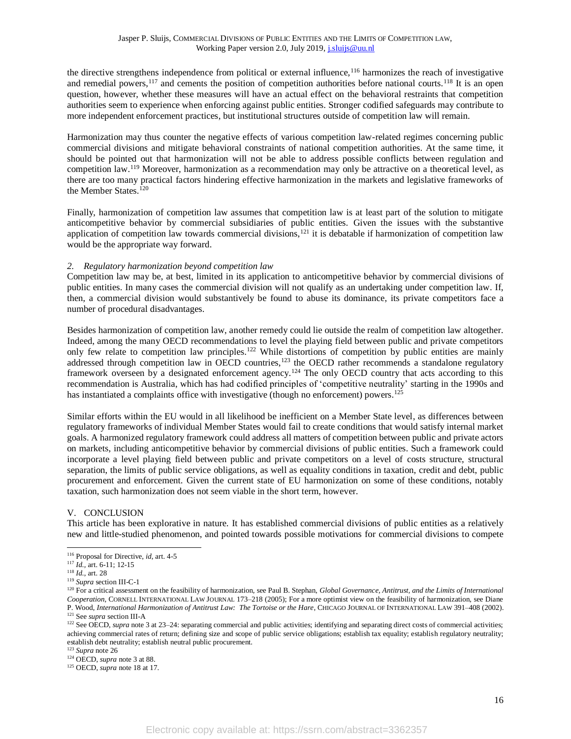the directive strengthens independence from political or external influence,[116] harmonizes the reach of investigative and remedial powers,[117] and cements the position of competition authorities before national courts.[118] It is an open question, however, whether these measures will have an actual effect on the behavioral restraints that competition authorities seem to experience when enforcing against public entities. Stronger codified safeguards may contribute to more independent enforcement practices, but institutional structures outside of competition law will remain.

Harmonization may thus counter the negative effects of various competition law-related regimes concerning public commercial divisions and mitigate behavioral constraints of national competition authorities. At the same time, it should be pointed out that harmonization will not be able to address possible conflicts between regulation and competition law.[119] Moreover, harmonization as a recommendation may only be attractive on a theoretical level, as there are too many practical factors hindering effective harmonization in the markets and legislative frameworks of the Member States.[120]

Finally, harmonization of competition law assumes that competition law is at least part of the solution to mitigate anticompetitive behavior by commercial subsidiaries of public entities. Given the issues with the substantive application of competition law towards commercial divisions,[121] it is debatable if harmonization of competition law would be the appropriate way forward.

### *2. Regulatory harmonization beyond competition law*

Competition law may be, at best, limited in its application to anticompetitive behavior by commercial divisions of public entities. In many cases the commercial division will not qualify as an undertaking under competition law. If, then, a commercial division would substantively be found to abuse its dominance, its private competitors face a number of procedural disadvantages.

Besides harmonization of competition law, another remedy could lie outside the realm of competition law altogether. Indeed, among the many OECD recommendations to level the playing field between public and private competitors only few relate to competition law principles.[122] While distortions of competition by public entities are mainly addressed through competition law in OECD countries,[123] the OECD rather recommends a standalone regulatory framework overseen by a designated enforcement agency.[124] The only OECD country that acts according to this recommendation is Australia, which has had codified principles of 'competitive neutrality' starting in the 1990s and has instantiated a complaints office with investigative (though no enforcement) powers.[125]

Similar efforts within the EU would in all likelihood be inefficient on a Member State level, as differences between regulatory frameworks of individual Member States would fail to create conditions that would satisfy internal market goals. A harmonized regulatory framework could address all matters of competition between public and private actors on markets, including anticompetitive behavior by commercial divisions of public entities. Such a framework could incorporate a level playing field between public and private competitors on a level of costs structure, structural separation, the limits of public service obligations, as well as equality conditions in taxation, credit and debt, public procurement and enforcement. Given the current state of EU harmonization on some of these conditions, notably taxation, such harmonization does not seem viable in the short term, however.

## V. CONCLUSION

This article has been explorative in nature. It has established commercial divisions of public entities as a relatively new and little-studied phenomenon, and pointed towards possible motivations for commercial divisions to compete

---

[116] Proposal for Directive, *id*, art. 4-5

[117] *Id.*, art. 6-11; 12-15

[118] *Id.*, art. 28

[119] *Supra* section III-C-1

[120] For a critical assessment on the feasibility of harmonization, see Paul B. Stephan, *Global Governance, Antitrust, and the Limits of International Cooperation*, CORNELL INTERNATIONAL LAW JOURNAL 173–218 (2005); For a more optimist view on the feasibility of harmonization, see Diane P. Wood, *International Harmonization of Antitrust Law: The Tortoise or the Hare*, CHICAGO JOURNAL OF INTERNATIONAL LAW 391–408 (2002).

[121] See *supra* section III-A

[122] See OECD, *supra* note 3 at 23–24: separating commercial and public activities; identifying and separating direct costs of commercial activities; achieving commercial rates of return; defining size and scope of public service obligations; establish tax equality; establish regulatory neutrality; establish debt neutrality; establish neutral public procurement.

[123] *Supra* note 26

[124] OECD, *supra* note 3 at 88.

[125] OECD, *supra* note 18 at 17.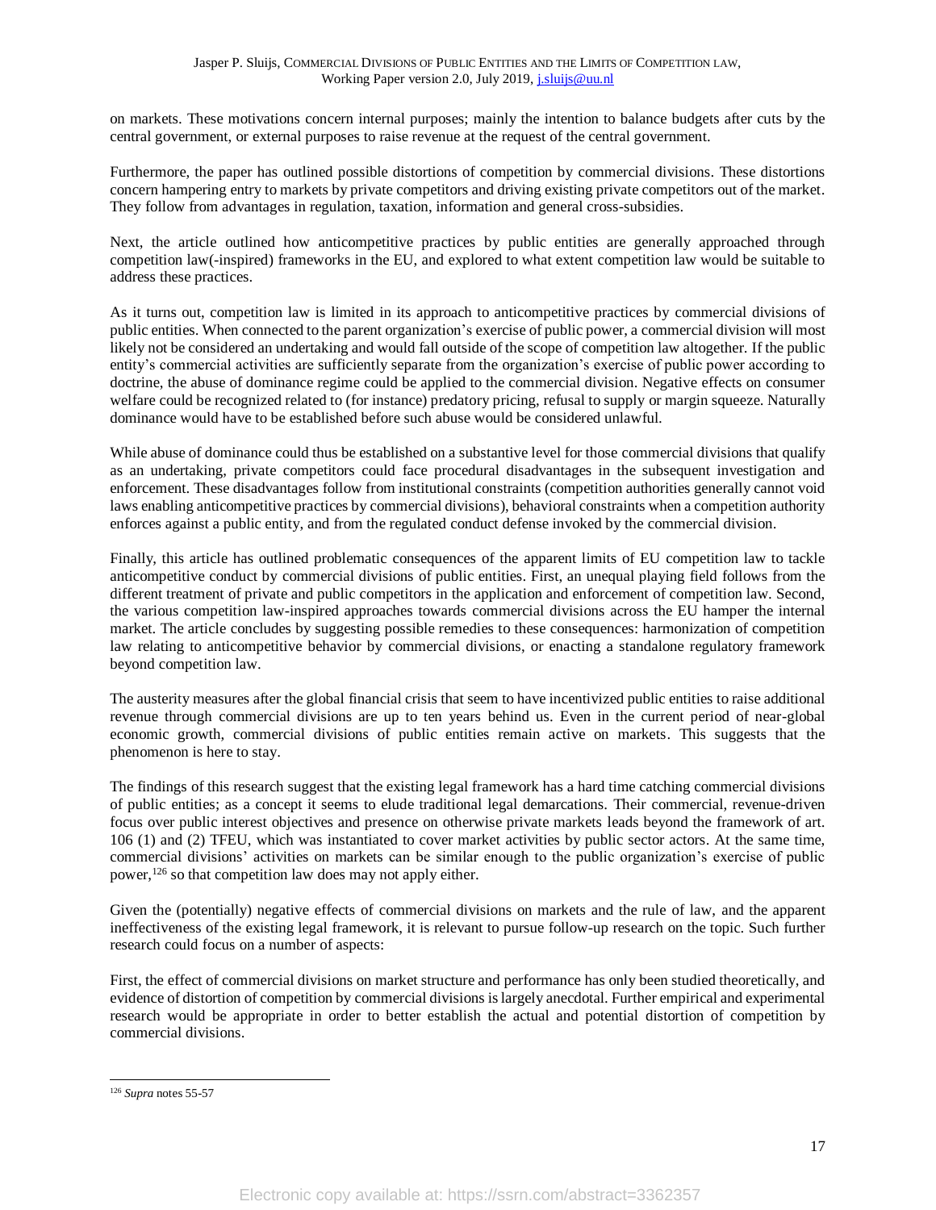on markets. These motivations concern internal purposes; mainly the intention to balance budgets after cuts by the central government, or external purposes to raise revenue at the request of the central government.

Furthermore, the paper has outlined possible distortions of competition by commercial divisions. These distortions concern hampering entry to markets by private competitors and driving existing private competitors out of the market. They follow from advantages in regulation, taxation, information and general cross-subsidies.

Next, the article outlined how anticompetitive practices by public entities are generally approached through competition law(-inspired) frameworks in the EU, and explored to what extent competition law would be suitable to address these practices.

As it turns out, competition law is limited in its approach to anticompetitive practices by commercial divisions of public entities. When connected to the parent organization's exercise of public power, a commercial division will most likely not be considered an undertaking and would fall outside of the scope of competition law altogether. If the public entity's commercial activities are sufficiently separate from the organization's exercise of public power according to doctrine, the abuse of dominance regime could be applied to the commercial division. Negative effects on consumer welfare could be recognized related to (for instance) predatory pricing, refusal to supply or margin squeeze. Naturally dominance would have to be established before such abuse would be considered unlawful.

While abuse of dominance could thus be established on a substantive level for those commercial divisions that qualify as an undertaking, private competitors could face procedural disadvantages in the subsequent investigation and enforcement. These disadvantages follow from institutional constraints (competition authorities generally cannot void laws enabling anticompetitive practices by commercial divisions), behavioral constraints when a competition authority enforces against a public entity, and from the regulated conduct defense invoked by the commercial division.

Finally, this article has outlined problematic consequences of the apparent limits of EU competition law to tackle anticompetitive conduct by commercial divisions of public entities. First, an unequal playing field follows from the different treatment of private and public competitors in the application and enforcement of competition law. Second, the various competition law-inspired approaches towards commercial divisions across the EU hamper the internal market. The article concludes by suggesting possible remedies to these consequences: harmonization of competition law relating to anticompetitive behavior by commercial divisions, or enacting a standalone regulatory framework beyond competition law.

The austerity measures after the global financial crisis that seem to have incentivized public entities to raise additional revenue through commercial divisions are up to ten years behind us. Even in the current period of near-global economic growth, commercial divisions of public entities remain active on markets. This suggests that the phenomenon is here to stay.

The findings of this research suggest that the existing legal framework has a hard time catching commercial divisions of public entities; as a concept it seems to elude traditional legal demarcations. Their commercial, revenue-driven focus over public interest objectives and presence on otherwise private markets leads beyond the framework of art. 106 (1) and (2) TFEU, which was instantiated to cover market activities by public sector actors. At the same time, commercial divisions' activities on markets can be similar enough to the public organization's exercise of public power,[126] so that competition law does may not apply either.

Given the (potentially) negative effects of commercial divisions on markets and the rule of law, and the apparent ineffectiveness of the existing legal framework, it is relevant to pursue follow-up research on the topic. Such further research could focus on a number of aspects:

First, the effect of commercial divisions on market structure and performance has only been studied theoretically, and evidence of distortion of competition by commercial divisions is largely anecdotal. Further empirical and experimental research would be appropriate in order to better establish the actual and potential distortion of competition by commercial divisions.

---

[126] *Supra* notes 55-57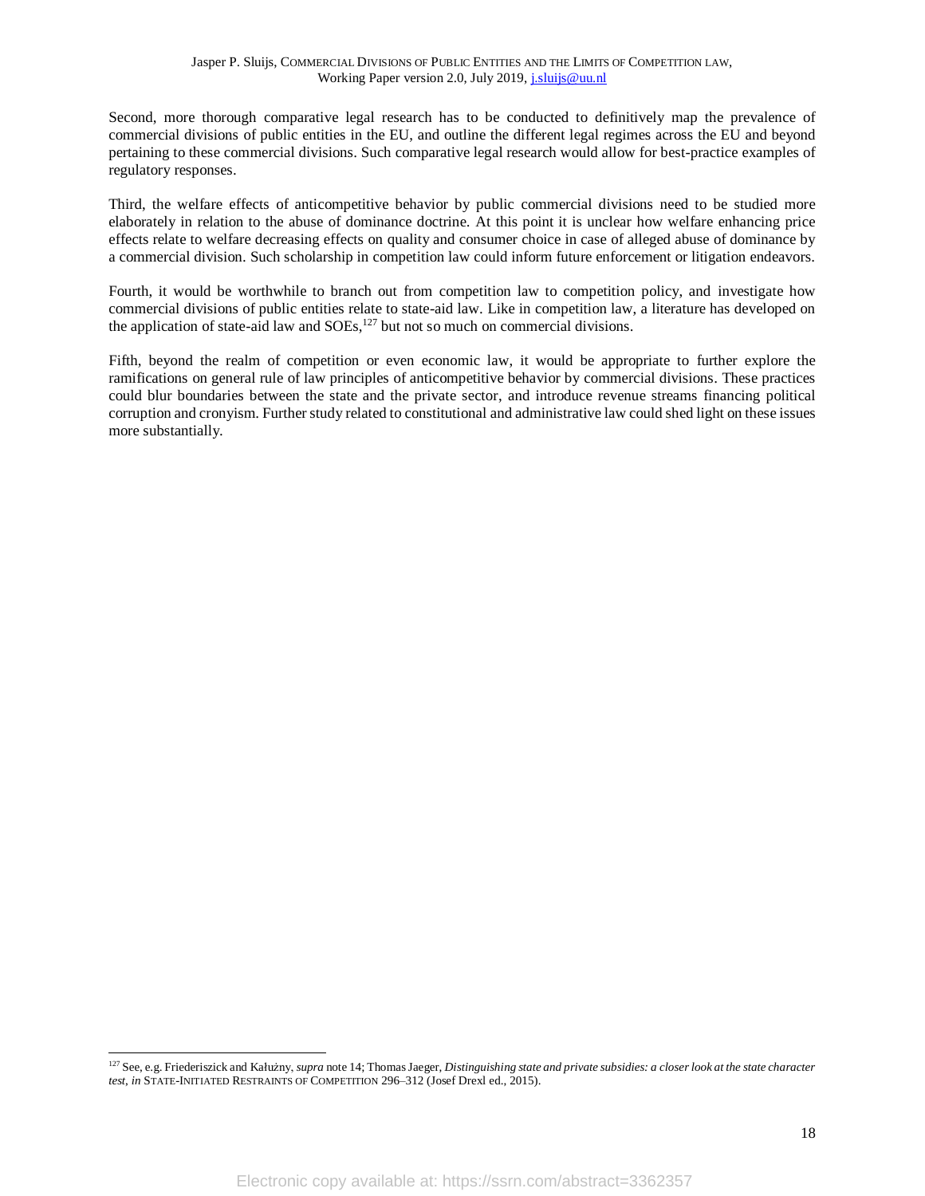Second, more thorough comparative legal research has to be conducted to definitively map the prevalence of commercial divisions of public entities in the EU, and outline the different legal regimes across the EU and beyond pertaining to these commercial divisions. Such comparative legal research would allow for best-practice examples of regulatory responses.

Third, the welfare effects of anticompetitive behavior by public commercial divisions need to be studied more elaborately in relation to the abuse of dominance doctrine. At this point it is unclear how welfare enhancing price effects relate to welfare decreasing effects on quality and consumer choice in case of alleged abuse of dominance by a commercial division. Such scholarship in competition law could inform future enforcement or litigation endeavors.

Fourth, it would be worthwhile to branch out from competition law to competition policy, and investigate how commercial divisions of public entities relate to state-aid law. Like in competition law, a literature has developed on the application of state-aid law and SOEs,[127] but not so much on commercial divisions.

Fifth, beyond the realm of competition or even economic law, it would be appropriate to further explore the ramifications on general rule of law principles of anticompetitive behavior by commercial divisions. These practices could blur boundaries between the state and the private sector, and introduce revenue streams financing political corruption and cronyism. Further study related to constitutional and administrative law could shed light on these issues more substantially.

---

[127] See, e.g. Friederiszick and Kałużny, *supra* note 14; Thomas Jaeger, *Distinguishing state and private subsidies: a closer look at the state character test*, *in* STATE-INITIATED RESTRAINTS OF COMPETITION 296–312 (Josef Drexl ed., 2015).